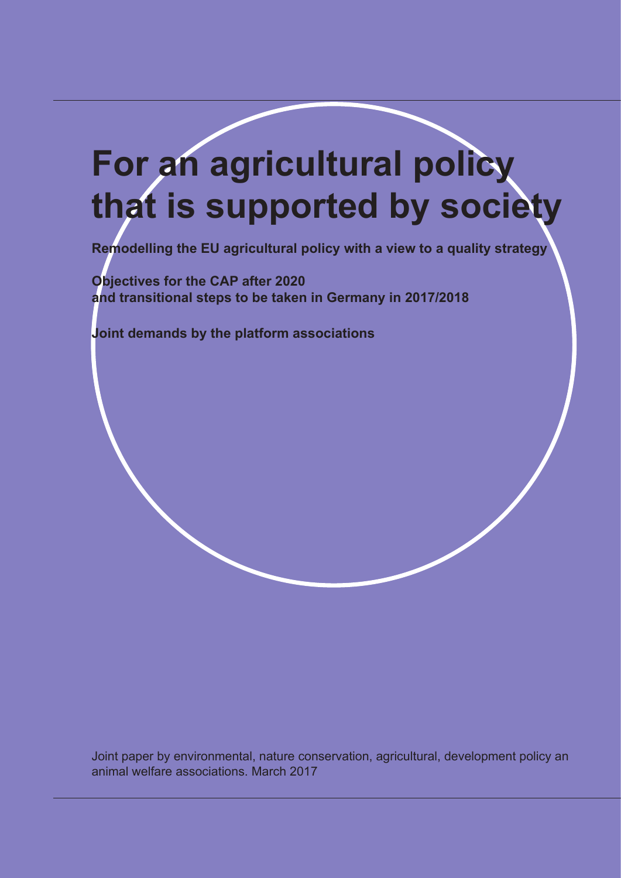# For an agricultural policy that is supported by society

**Remodelling the EU agricultural policy with a view to a quality strategy**

**Objectives for the CAP after 2020
and transitional steps to be taken in Germany in 2017/2018**

**Joint demands by the platform associations**

Joint paper by environmental, nature conservation, agricultural, development policy an animal welfare associations. March 2017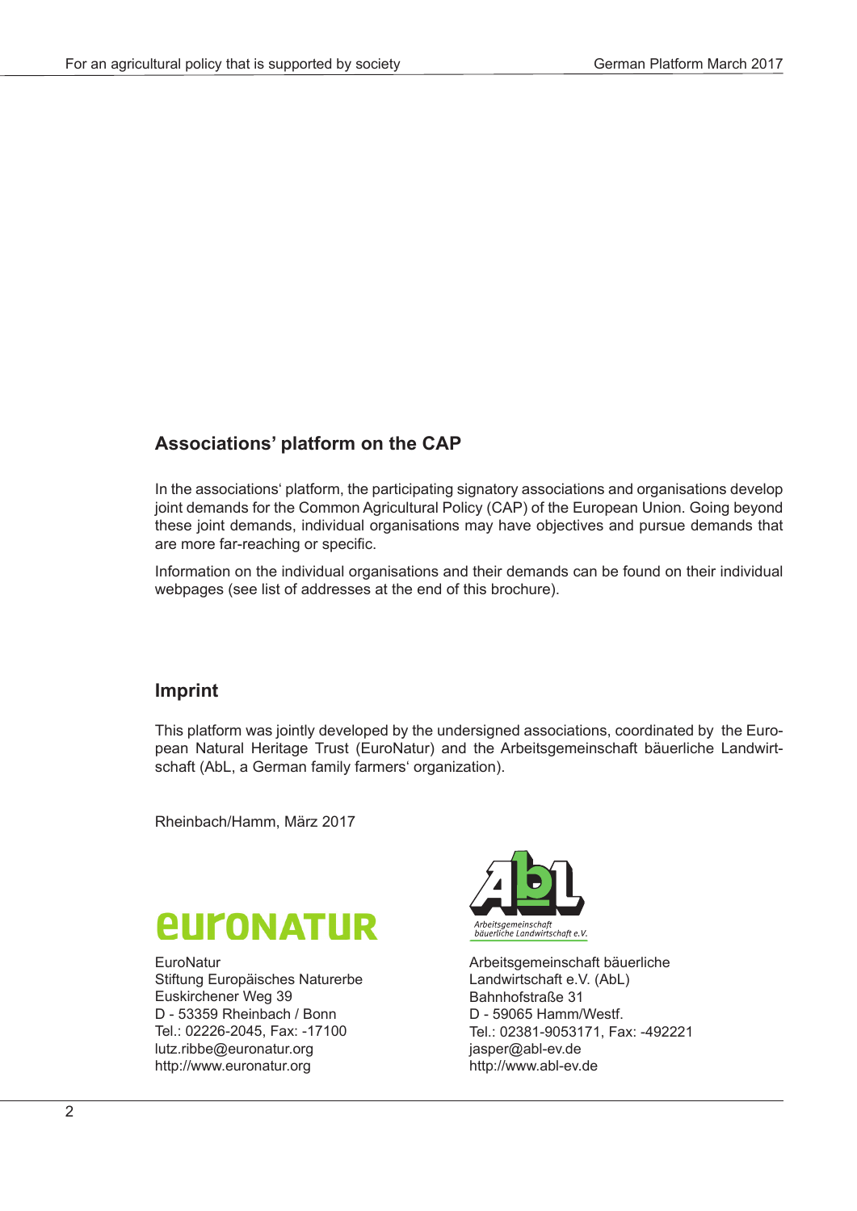## Associations' platform on the CAP

In the associations' platform, the participating signatory associations and organisations develop joint demands for the Common Agricultural Policy (CAP) of the European Union. Going beyond these joint demands, individual organisations may have objectives and pursue demands that are more far-reaching or specific.

Information on the individual organisations and their demands can be found on their individual webpages (see list of addresses at the end of this brochure).

## Imprint

This platform was jointly developed by the undersigned associations, coordinated by the European Natural Heritage Trust (EuroNatur) and the Arbeitsgemeinschaft bäuerliche Landwirtschaft (AbL, a German family farmers' organization).

Rheinbach/Hamm, März 2017

EuroNatur
Stiftung Europäisches Naturerbe
Euskirchener Weg 39
D - 53359 Rheinbach / Bonn
Tel.: 02226-2045, Fax: -17100
lutz.ribbe@euronatur.org
http://www.euronatur.org

Arbeitsgemeinschaft bäuerliche Landwirtschaft e.V. (AbL)
Bahnhofstraße 31
D - 59065 Hamm/Westf.
Tel.: 02381-9053171, Fax: -492221
jasper@abl-ev.de
http://www.abl-ev.de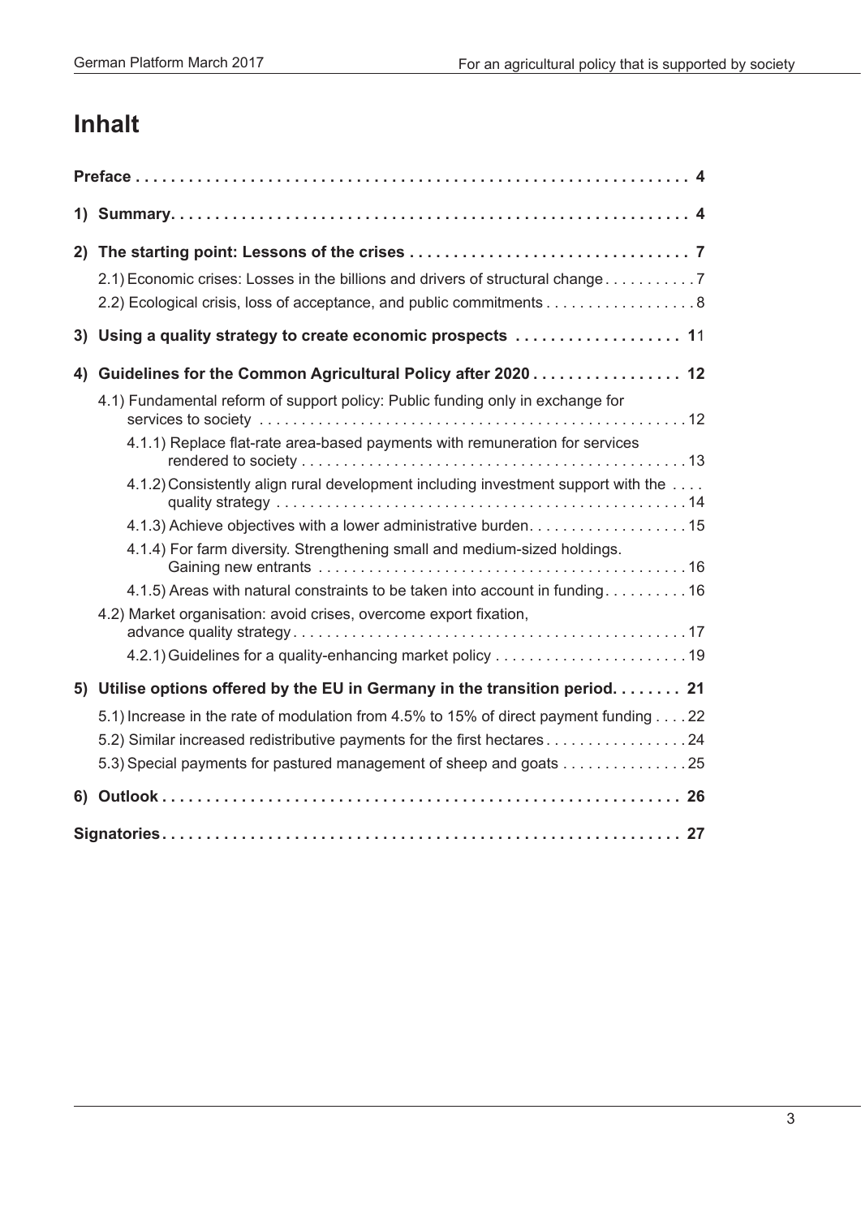# Inhalt

**Preface . . . . . . . . . . . . . . . . . . . . . . . . . . . . . . . . . . . . . . . . . . . . . . . . . . . . . . . . . . . . . 4**

**1) Summary. . . . . . . . . . . . . . . . . . . . . . . . . . . . . . . . . . . . . . . . . . . . . . . . . . . . . . . . . . . . 4**

**2) The starting point: Lessons of the crises . . . . . . . . . . . . . . . . . . . . . . . . . . . . . . . . 7**

2.1) Economic crises: Losses in the billions and drivers of structural change . . . . . . . . . . 7

2.2) Ecological crisis, loss of acceptance, and public commitments . . . . . . . . . . . . . . . . . . 8

**3) Using a quality strategy to create economic prospects . . . . . . . . . . . . . . . . . . . 11**

**4) Guidelines for the Common Agricultural Policy after 2020 . . . . . . . . . . . . . . . . . 12**

4.1) Fundamental reform of support policy: Public funding only in exchange for services to society . . . . . . . . . . . . . . . . . . . . . . . . . . . . . . . . . . . . . . . . . . . . . . . . . . 12

4.1.1) Replace flat-rate area-based payments with remuneration for services rendered to society . . . . . . . . . . . . . . . . . . . . . . . . . . . . . . . . . . . . . . . . . . . . . 13

4.1.2) Consistently align rural development including investment support with the . . . . quality strategy . . . . . . . . . . . . . . . . . . . . . . . . . . . . . . . . . . . . . . . . . . . . . . . . 14

4.1.3) Achieve objectives with a lower administrative burden . . . . . . . . . . . . . . . . . . . 15

4.1.4) For farm diversity. Strengthening small and medium-sized holdings. Gaining new entrants . . . . . . . . . . . . . . . . . . . . . . . . . . . . . . . . . . . . . . . . . . . . 16

4.1.5) Areas with natural constraints to be taken into account in funding . . . . . . . . . . 16

4.2) Market organisation: avoid crises, overcome export fixation, advance quality strategy . . . . . . . . . . . . . . . . . . . . . . . . . . . . . . . . . . . . . . . . . . . . . . . 17

4.2.1) Guidelines for a quality-enhancing market policy . . . . . . . . . . . . . . . . . . . . . . . 19

**5) Utilise options offered by the EU in Germany in the transition period. . . . . . . . 21**

5.1) Increase in the rate of modulation from 4.5% to 15% of direct payment funding . . . . 22

5.2) Similar increased redistributive payments for the first hectares . . . . . . . . . . . . . . . . . 24

5.3) Special payments for pastured management of sheep and goats . . . . . . . . . . . . . . . 25

**6) Outlook . . . . . . . . . . . . . . . . . . . . . . . . . . . . . . . . . . . . . . . . . . . . . . . . . . . . . . . . . . . . 26**

**Signatories . . . . . . . . . . . . . . . . . . . . . . . . . . . . . . . . . . . . . . . . . . . . . . . . . . . . . . . . . . . 27**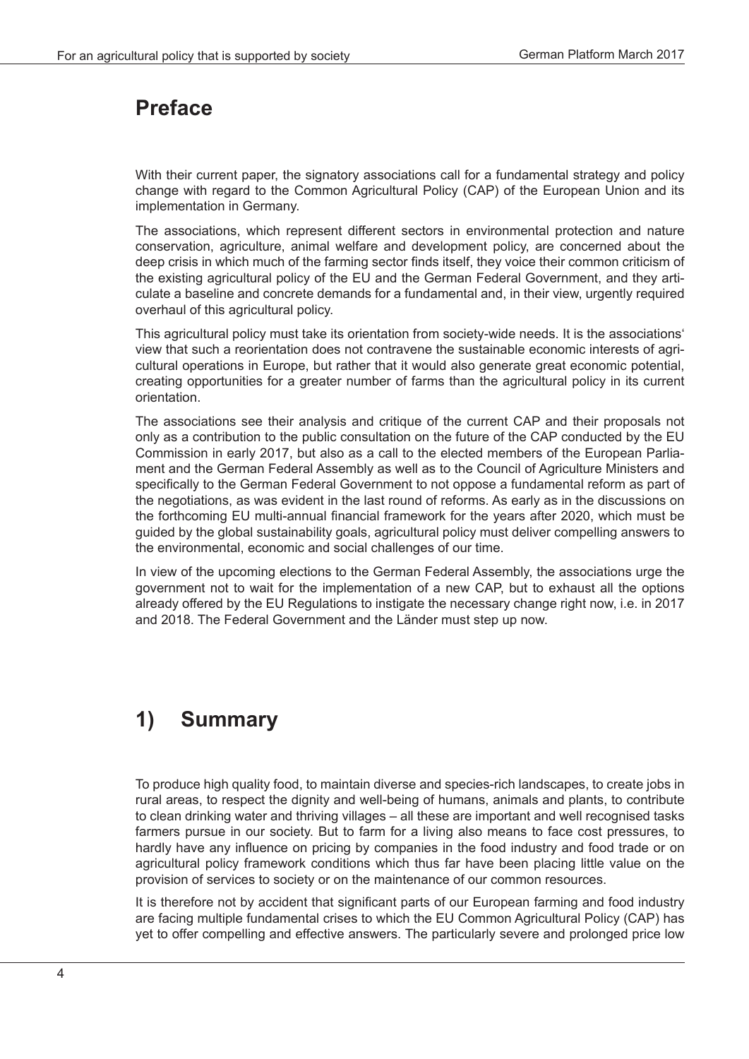## Preface

With their current paper, the signatory associations call for a fundamental strategy and policy change with regard to the Common Agricultural Policy (CAP) of the European Union and its implementation in Germany.

The associations, which represent different sectors in environmental protection and nature conservation, agriculture, animal welfare and development policy, are concerned about the deep crisis in which much of the farming sector finds itself, they voice their common criticism of the existing agricultural policy of the EU and the German Federal Government, and they articulate a baseline and concrete demands for a fundamental and, in their view, urgently required overhaul of this agricultural policy.

This agricultural policy must take its orientation from society-wide needs. It is the associations' view that such a reorientation does not contravene the sustainable economic interests of agricultural operations in Europe, but rather that it would also generate great economic potential, creating opportunities for a greater number of farms than the agricultural policy in its current orientation.

The associations see their analysis and critique of the current CAP and their proposals not only as a contribution to the public consultation on the future of the CAP conducted by the EU Commission in early 2017, but also as a call to the elected members of the European Parliament and the German Federal Assembly as well as to the Council of Agriculture Ministers and specifically to the German Federal Government to not oppose a fundamental reform as part of the negotiations, as was evident in the last round of reforms. As early as in the discussions on the forthcoming EU multi-annual financial framework for the years after 2020, which must be guided by the global sustainability goals, agricultural policy must deliver compelling answers to the environmental, economic and social challenges of our time.

In view of the upcoming elections to the German Federal Assembly, the associations urge the government not to wait for the implementation of a new CAP, but to exhaust all the options already offered by the EU Regulations to instigate the necessary change right now, i.e. in 2017 and 2018. The Federal Government and the Länder must step up now.

## 1) Summary

To produce high quality food, to maintain diverse and species-rich landscapes, to create jobs in rural areas, to respect the dignity and well-being of humans, animals and plants, to contribute to clean drinking water and thriving villages – all these are important and well recognised tasks farmers pursue in our society. But to farm for a living also means to face cost pressures, to hardly have any influence on pricing by companies in the food industry and food trade or on agricultural policy framework conditions which thus far have been placing little value on the provision of services to society or on the maintenance of our common resources.

It is therefore not by accident that significant parts of our European farming and food industry are facing multiple fundamental crises to which the EU Common Agricultural Policy (CAP) has yet to offer compelling and effective answers. The particularly severe and prolonged price low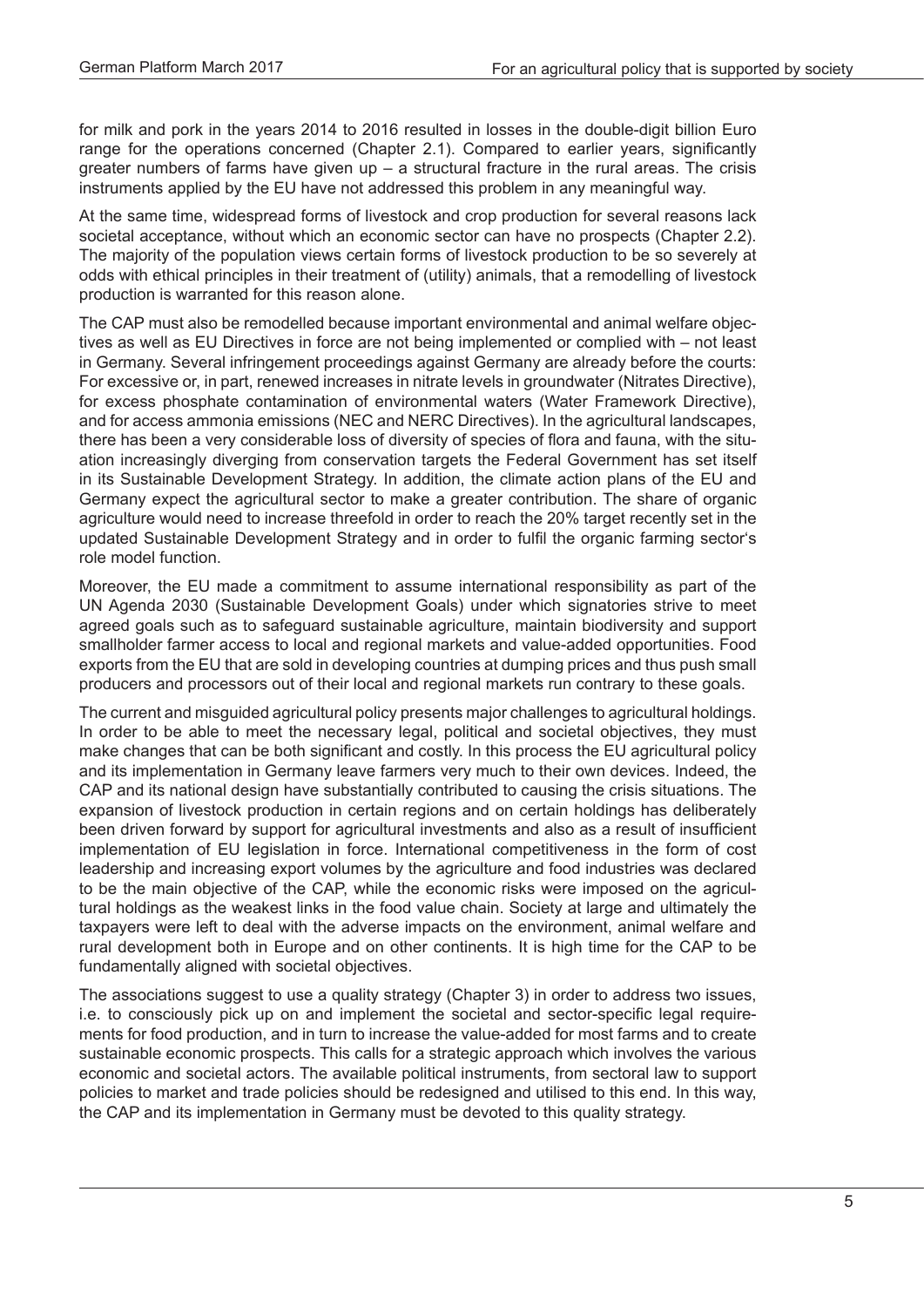for milk and pork in the years 2014 to 2016 resulted in losses in the double-digit billion Euro range for the operations concerned (Chapter 2.1). Compared to earlier years, significantly greater numbers of farms have given up – a structural fracture in the rural areas. The crisis instruments applied by the EU have not addressed this problem in any meaningful way.

At the same time, widespread forms of livestock and crop production for several reasons lack societal acceptance, without which an economic sector can have no prospects (Chapter 2.2). The majority of the population views certain forms of livestock production to be so severely at odds with ethical principles in their treatment of (utility) animals, that a remodelling of livestock production is warranted for this reason alone.

The CAP must also be remodelled because important environmental and animal welfare objectives as well as EU Directives in force are not being implemented or complied with – not least in Germany. Several infringement proceedings against Germany are already before the courts: For excessive or, in part, renewed increases in nitrate levels in groundwater (Nitrates Directive), for excess phosphate contamination of environmental waters (Water Framework Directive), and for access ammonia emissions (NEC and NERC Directives). In the agricultural landscapes, there has been a very considerable loss of diversity of species of flora and fauna, with the situation increasingly diverging from conservation targets the Federal Government has set itself in its Sustainable Development Strategy. In addition, the climate action plans of the EU and Germany expect the agricultural sector to make a greater contribution. The share of organic agriculture would need to increase threefold in order to reach the 20% target recently set in the updated Sustainable Development Strategy and in order to fulfil the organic farming sector's role model function.

Moreover, the EU made a commitment to assume international responsibility as part of the UN Agenda 2030 (Sustainable Development Goals) under which signatories strive to meet agreed goals such as to safeguard sustainable agriculture, maintain biodiversity and support smallholder farmer access to local and regional markets and value-added opportunities. Food exports from the EU that are sold in developing countries at dumping prices and thus push small producers and processors out of their local and regional markets run contrary to these goals.

The current and misguided agricultural policy presents major challenges to agricultural holdings. In order to be able to meet the necessary legal, political and societal objectives, they must make changes that can be both significant and costly. In this process the EU agricultural policy and its implementation in Germany leave farmers very much to their own devices. Indeed, the CAP and its national design have substantially contributed to causing the crisis situations. The expansion of livestock production in certain regions and on certain holdings has deliberately been driven forward by support for agricultural investments and also as a result of insufficient implementation of EU legislation in force. International competitiveness in the form of cost leadership and increasing export volumes by the agriculture and food industries was declared to be the main objective of the CAP, while the economic risks were imposed on the agricultural holdings as the weakest links in the food value chain. Society at large and ultimately the taxpayers were left to deal with the adverse impacts on the environment, animal welfare and rural development both in Europe and on other continents. It is high time for the CAP to be fundamentally aligned with societal objectives.

The associations suggest to use a quality strategy (Chapter 3) in order to address two issues, i.e. to consciously pick up on and implement the societal and sector-specific legal requirements for food production, and in turn to increase the value-added for most farms and to create sustainable economic prospects. This calls for a strategic approach which involves the various economic and societal actors. The available political instruments, from sectoral law to support policies to market and trade policies should be redesigned and utilised to this end. In this way, the CAP and its implementation in Germany must be devoted to this quality strategy.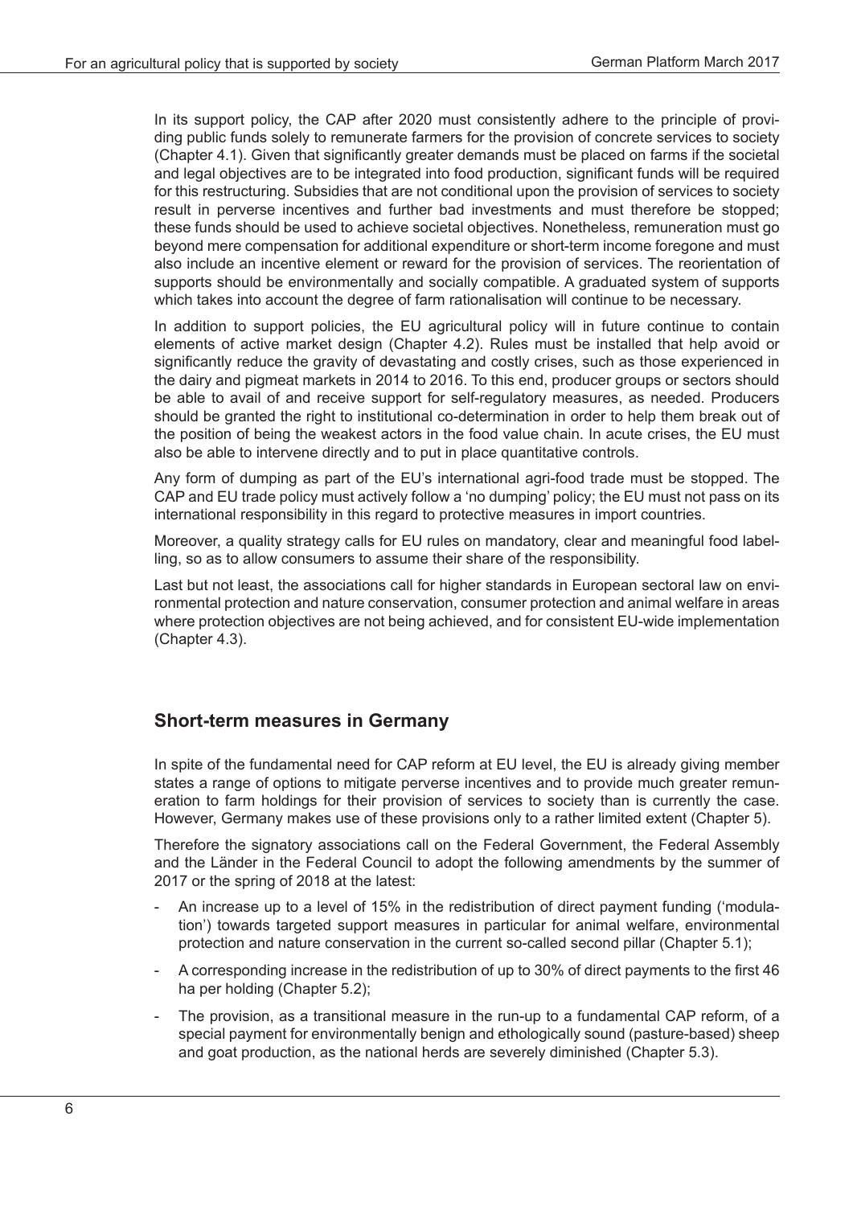In its support policy, the CAP after 2020 must consistently adhere to the principle of providing public funds solely to remunerate farmers for the provision of concrete services to society (Chapter 4.1). Given that significantly greater demands must be placed on farms if the societal and legal objectives are to be integrated into food production, significant funds will be required for this restructuring. Subsidies that are not conditional upon the provision of services to society result in perverse incentives and further bad investments and must therefore be stopped; these funds should be used to achieve societal objectives. Nonetheless, remuneration must go beyond mere compensation for additional expenditure or short-term income foregone and must also include an incentive element or reward for the provision of services. The reorientation of supports should be environmentally and socially compatible. A graduated system of supports which takes into account the degree of farm rationalisation will continue to be necessary.

In addition to support policies, the EU agricultural policy will in future continue to contain elements of active market design (Chapter 4.2). Rules must be installed that help avoid or significantly reduce the gravity of devastating and costly crises, such as those experienced in the dairy and pigmeat markets in 2014 to 2016. To this end, producer groups or sectors should be able to avail of and receive support for self-regulatory measures, as needed. Producers should be granted the right to institutional co-determination in order to help them break out of the position of being the weakest actors in the food value chain. In acute crises, the EU must also be able to intervene directly and to put in place quantitative controls.

Any form of dumping as part of the EU's international agri-food trade must be stopped. The CAP and EU trade policy must actively follow a 'no dumping' policy; the EU must not pass on its international responsibility in this regard to protective measures in import countries.

Moreover, a quality strategy calls for EU rules on mandatory, clear and meaningful food labelling, so as to allow consumers to assume their share of the responsibility.

Last but not least, the associations call for higher standards in European sectoral law on environmental protection and nature conservation, consumer protection and animal welfare in areas where protection objectives are not being achieved, and for consistent EU-wide implementation (Chapter 4.3).

## Short-term measures in Germany

In spite of the fundamental need for CAP reform at EU level, the EU is already giving member states a range of options to mitigate perverse incentives and to provide much greater remuneration to farm holdings for their provision of services to society than is currently the case. However, Germany makes use of these provisions only to a rather limited extent (Chapter 5).

Therefore the signatory associations call on the Federal Government, the Federal Assembly and the Länder in the Federal Council to adopt the following amendments by the summer of 2017 or the spring of 2018 at the latest:

- An increase up to a level of 15% in the redistribution of direct payment funding ('modulation') towards targeted support measures in particular for animal welfare, environmental protection and nature conservation in the current so-called second pillar (Chapter 5.1);
- A corresponding increase in the redistribution of up to 30% of direct payments to the first 46 ha per holding (Chapter 5.2);
- The provision, as a transitional measure in the run-up to a fundamental CAP reform, of a special payment for environmentally benign and ethologically sound (pasture-based) sheep and goat production, as the national herds are severely diminished (Chapter 5.3).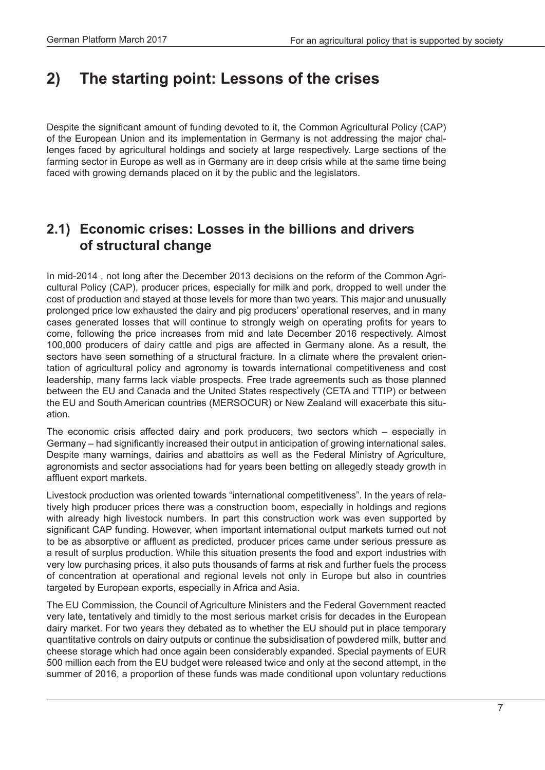## 2) The starting point: Lessons of the crises

Despite the significant amount of funding devoted to it, the Common Agricultural Policy (CAP) of the European Union and its implementation in Germany is not addressing the major challenges faced by agricultural holdings and society at large respectively. Large sections of the farming sector in Europe as well as in Germany are in deep crisis while at the same time being faced with growing demands placed on it by the public and the legislators.

### 2.1) Economic crises: Losses in the billions and drivers of structural change

In mid-2014 , not long after the December 2013 decisions on the reform of the Common Agricultural Policy (CAP), producer prices, especially for milk and pork, dropped to well under the cost of production and stayed at those levels for more than two years. This major and unusually prolonged price low exhausted the dairy and pig producers' operational reserves, and in many cases generated losses that will continue to strongly weigh on operating profits for years to come, following the price increases from mid and late December 2016 respectively. Almost 100,000 producers of dairy cattle and pigs are affected in Germany alone. As a result, the sectors have seen something of a structural fracture. In a climate where the prevalent orientation of agricultural policy and agronomy is towards international competitiveness and cost leadership, many farms lack viable prospects. Free trade agreements such as those planned between the EU and Canada and the United States respectively (CETA and TTIP) or between the EU and South American countries (MERSOCUR) or New Zealand will exacerbate this situation.

The economic crisis affected dairy and pork producers, two sectors which – especially in Germany – had significantly increased their output in anticipation of growing international sales. Despite many warnings, dairies and abattoirs as well as the Federal Ministry of Agriculture, agronomists and sector associations had for years been betting on allegedly steady growth in affluent export markets.

Livestock production was oriented towards "international competitiveness". In the years of relatively high producer prices there was a construction boom, especially in holdings and regions with already high livestock numbers. In part this construction work was even supported by significant CAP funding. However, when important international output markets turned out not to be as absorptive or affluent as predicted, producer prices came under serious pressure as a result of surplus production. While this situation presents the food and export industries with very low purchasing prices, it also puts thousands of farms at risk and further fuels the process of concentration at operational and regional levels not only in Europe but also in countries targeted by European exports, especially in Africa and Asia.

The EU Commission, the Council of Agriculture Ministers and the Federal Government reacted very late, tentatively and timidly to the most serious market crisis for decades in the European dairy market. For two years they debated as to whether the EU should put in place temporary quantitative controls on dairy outputs or continue the subsidisation of powdered milk, butter and cheese storage which had once again been considerably expanded. Special payments of EUR 500 million each from the EU budget were released twice and only at the second attempt, in the summer of 2016, a proportion of these funds was made conditional upon voluntary reductions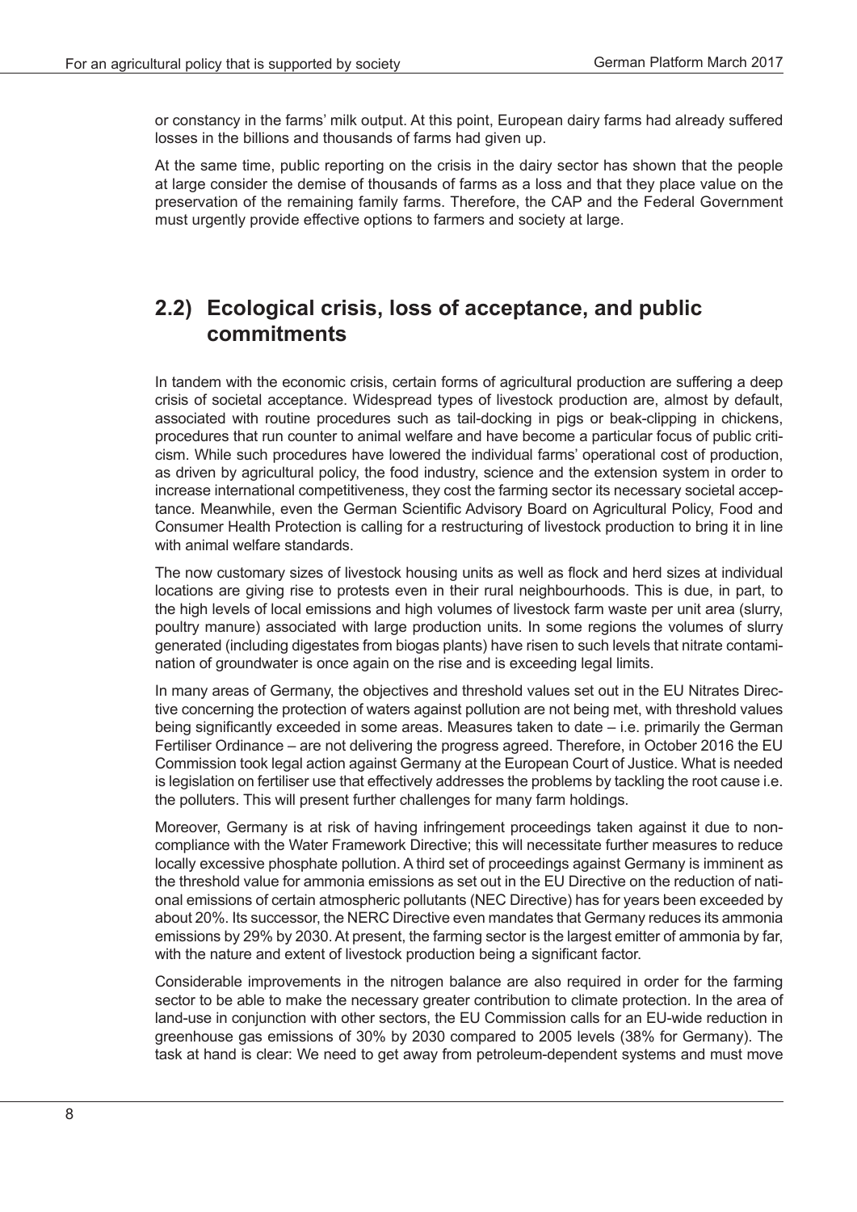or constancy in the farms' milk output. At this point, European dairy farms had already suffered losses in the billions and thousands of farms had given up.

At the same time, public reporting on the crisis in the dairy sector has shown that the people at large consider the demise of thousands of farms as a loss and that they place value on the preservation of the remaining family farms. Therefore, the CAP and the Federal Government must urgently provide effective options to farmers and society at large.

## 2.2) Ecological crisis, loss of acceptance, and public commitments

In tandem with the economic crisis, certain forms of agricultural production are suffering a deep crisis of societal acceptance. Widespread types of livestock production are, almost by default, associated with routine procedures such as tail-docking in pigs or beak-clipping in chickens, procedures that run counter to animal welfare and have become a particular focus of public criticism. While such procedures have lowered the individual farms' operational cost of production, as driven by agricultural policy, the food industry, science and the extension system in order to increase international competitiveness, they cost the farming sector its necessary societal acceptance. Meanwhile, even the German Scientific Advisory Board on Agricultural Policy, Food and Consumer Health Protection is calling for a restructuring of livestock production to bring it in line with animal welfare standards.

The now customary sizes of livestock housing units as well as flock and herd sizes at individual locations are giving rise to protests even in their rural neighbourhoods. This is due, in part, to the high levels of local emissions and high volumes of livestock farm waste per unit area (slurry, poultry manure) associated with large production units. In some regions the volumes of slurry generated (including digestates from biogas plants) have risen to such levels that nitrate contamination of groundwater is once again on the rise and is exceeding legal limits.

In many areas of Germany, the objectives and threshold values set out in the EU Nitrates Directive concerning the protection of waters against pollution are not being met, with threshold values being significantly exceeded in some areas. Measures taken to date – i.e. primarily the German Fertiliser Ordinance – are not delivering the progress agreed. Therefore, in October 2016 the EU Commission took legal action against Germany at the European Court of Justice. What is needed is legislation on fertiliser use that effectively addresses the problems by tackling the root cause i.e. the polluters. This will present further challenges for many farm holdings.

Moreover, Germany is at risk of having infringement proceedings taken against it due to non-compliance with the Water Framework Directive; this will necessitate further measures to reduce locally excessive phosphate pollution. A third set of proceedings against Germany is imminent as the threshold value for ammonia emissions as set out in the EU Directive on the reduction of national emissions of certain atmospheric pollutants (NEC Directive) has for years been exceeded by about 20%. Its successor, the NERC Directive even mandates that Germany reduces its ammonia emissions by 29% by 2030. At present, the farming sector is the largest emitter of ammonia by far, with the nature and extent of livestock production being a significant factor.

Considerable improvements in the nitrogen balance are also required in order for the farming sector to be able to make the necessary greater contribution to climate protection. In the area of land-use in conjunction with other sectors, the EU Commission calls for an EU-wide reduction in greenhouse gas emissions of 30% by 2030 compared to 2005 levels (38% for Germany). The task at hand is clear: We need to get away from petroleum-dependent systems and must move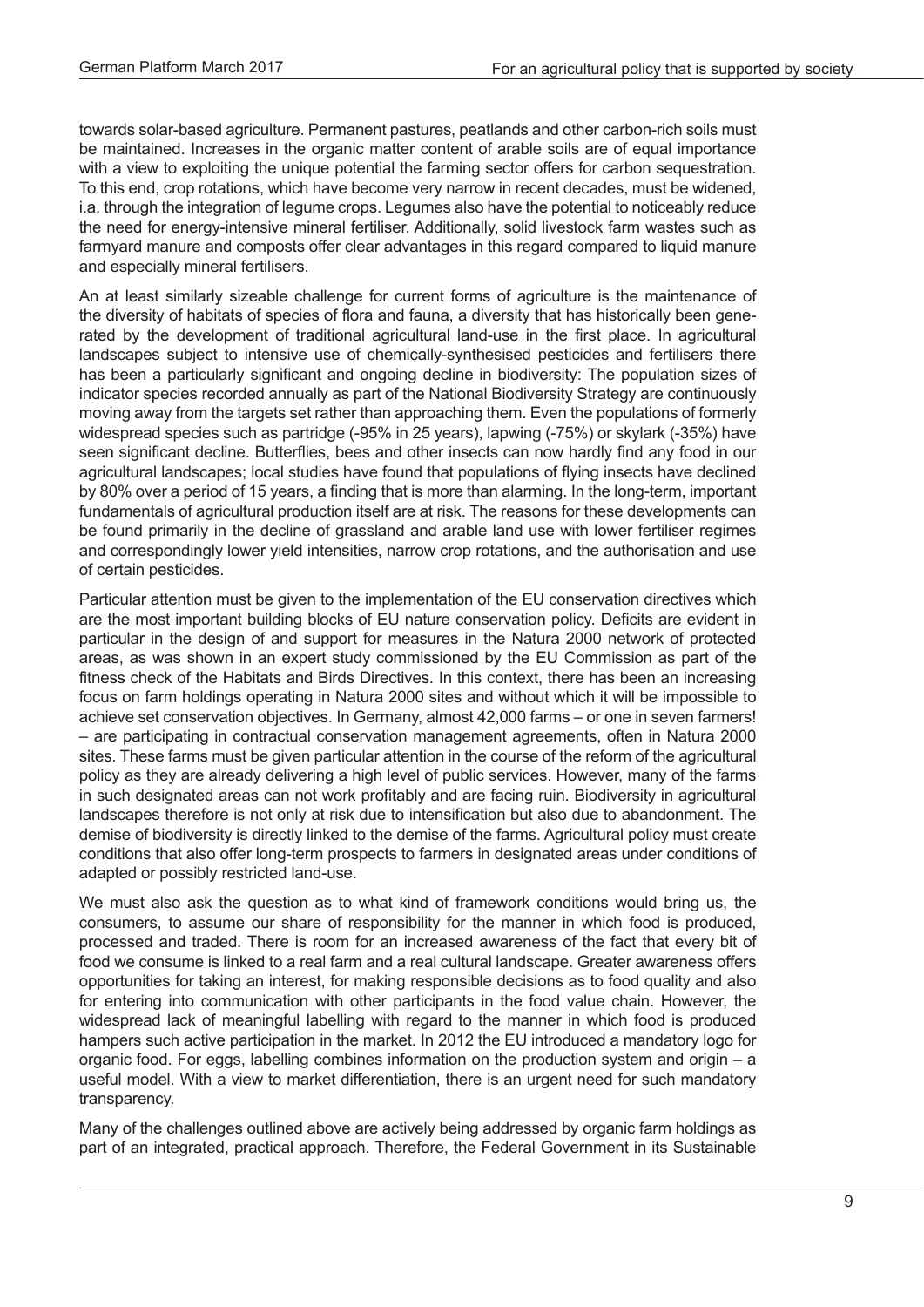towards solar-based agriculture. Permanent pastures, peatlands and other carbon-rich soils must be maintained. Increases in the organic matter content of arable soils are of equal importance with a view to exploiting the unique potential the farming sector offers for carbon sequestration. To this end, crop rotations, which have become very narrow in recent decades, must be widened, i.a. through the integration of legume crops. Legumes also have the potential to noticeably reduce the need for energy-intensive mineral fertiliser. Additionally, solid livestock farm wastes such as farmyard manure and composts offer clear advantages in this regard compared to liquid manure and especially mineral fertilisers.

An at least similarly sizeable challenge for current forms of agriculture is the maintenance of the diversity of habitats of species of flora and fauna, a diversity that has historically been generated by the development of traditional agricultural land-use in the first place. In agricultural landscapes subject to intensive use of chemically-synthesised pesticides and fertilisers there has been a particularly significant and ongoing decline in biodiversity: The population sizes of indicator species recorded annually as part of the National Biodiversity Strategy are continuously moving away from the targets set rather than approaching them. Even the populations of formerly widespread species such as partridge (-95% in 25 years), lapwing (-75%) or skylark (-35%) have seen significant decline. Butterflies, bees and other insects can now hardly find any food in our agricultural landscapes; local studies have found that populations of flying insects have declined by 80% over a period of 15 years, a finding that is more than alarming. In the long-term, important fundamentals of agricultural production itself are at risk. The reasons for these developments can be found primarily in the decline of grassland and arable land use with lower fertiliser regimes and correspondingly lower yield intensities, narrow crop rotations, and the authorisation and use of certain pesticides.

Particular attention must be given to the implementation of the EU conservation directives which are the most important building blocks of EU nature conservation policy. Deficits are evident in particular in the design of and support for measures in the Natura 2000 network of protected areas, as was shown in an expert study commissioned by the EU Commission as part of the fitness check of the Habitats and Birds Directives. In this context, there has been an increasing focus on farm holdings operating in Natura 2000 sites and without which it will be impossible to achieve set conservation objectives. In Germany, almost 42,000 farms – or one in seven farmers! – are participating in contractual conservation management agreements, often in Natura 2000 sites. These farms must be given particular attention in the course of the reform of the agricultural policy as they are already delivering a high level of public services. However, many of the farms in such designated areas can not work profitably and are facing ruin. Biodiversity in agricultural landscapes therefore is not only at risk due to intensification but also due to abandonment. The demise of biodiversity is directly linked to the demise of the farms. Agricultural policy must create conditions that also offer long-term prospects to farmers in designated areas under conditions of adapted or possibly restricted land-use.

We must also ask the question as to what kind of framework conditions would bring us, the consumers, to assume our share of responsibility for the manner in which food is produced, processed and traded. There is room for an increased awareness of the fact that every bit of food we consume is linked to a real farm and a real cultural landscape. Greater awareness offers opportunities for taking an interest, for making responsible decisions as to food quality and also for entering into communication with other participants in the food value chain. However, the widespread lack of meaningful labelling with regard to the manner in which food is produced hampers such active participation in the market. In 2012 the EU introduced a mandatory logo for organic food. For eggs, labelling combines information on the production system and origin – a useful model. With a view to market differentiation, there is an urgent need for such mandatory transparency.

Many of the challenges outlined above are actively being addressed by organic farm holdings as part of an integrated, practical approach. Therefore, the Federal Government in its Sustainable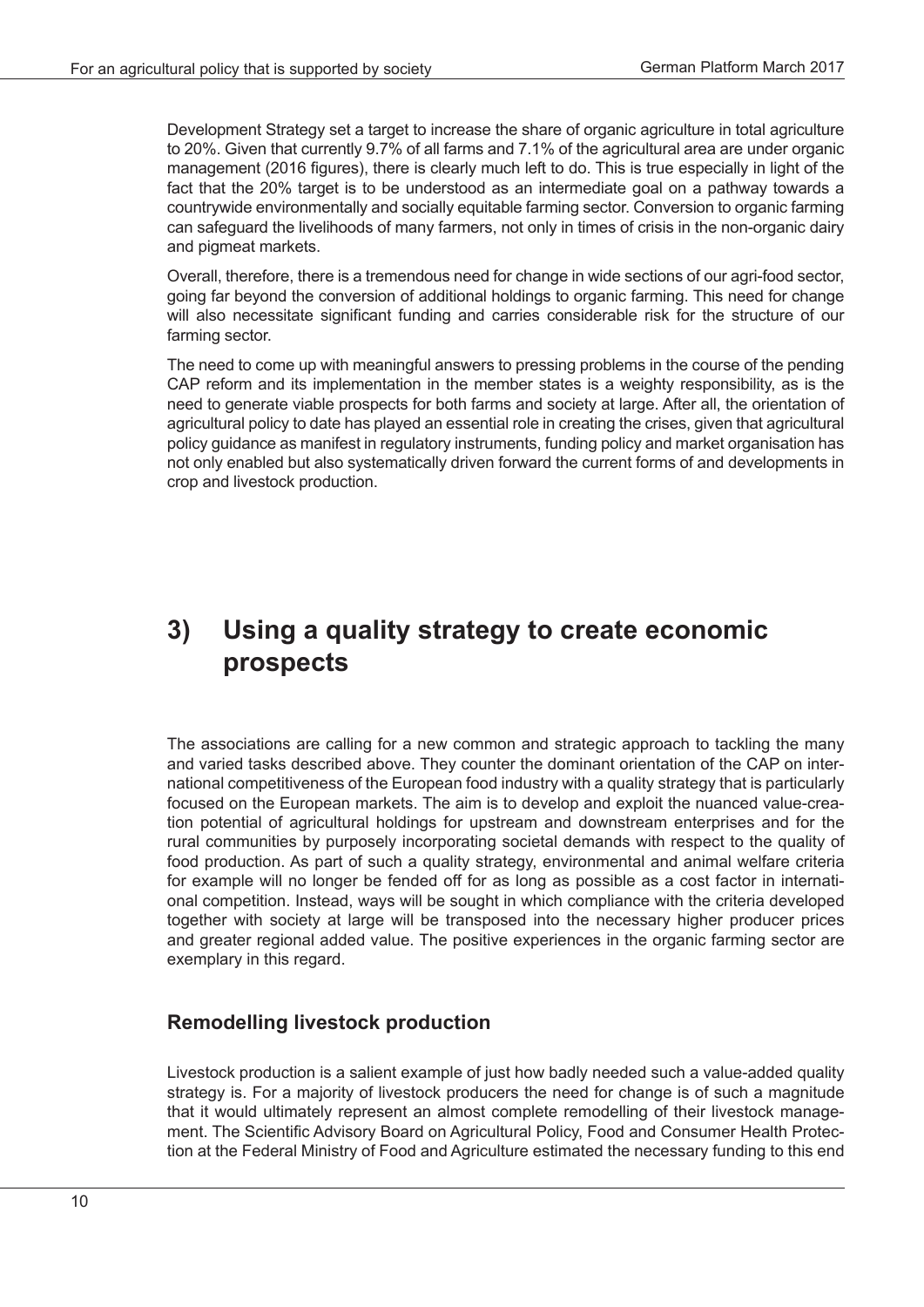Development Strategy set a target to increase the share of organic agriculture in total agriculture to 20%. Given that currently 9.7% of all farms and 7.1% of the agricultural area are under organic management (2016 figures), there is clearly much left to do. This is true especially in light of the fact that the 20% target is to be understood as an intermediate goal on a pathway towards a countrywide environmentally and socially equitable farming sector. Conversion to organic farming can safeguard the livelihoods of many farmers, not only in times of crisis in the non-organic dairy and pigmeat markets.

Overall, therefore, there is a tremendous need for change in wide sections of our agri-food sector, going far beyond the conversion of additional holdings to organic farming. This need for change will also necessitate significant funding and carries considerable risk for the structure of our farming sector.

The need to come up with meaningful answers to pressing problems in the course of the pending CAP reform and its implementation in the member states is a weighty responsibility, as is the need to generate viable prospects for both farms and society at large. After all, the orientation of agricultural policy to date has played an essential role in creating the crises, given that agricultural policy guidance as manifest in regulatory instruments, funding policy and market organisation has not only enabled but also systematically driven forward the current forms of and developments in crop and livestock production.

## 3) Using a quality strategy to create economic prospects

The associations are calling for a new common and strategic approach to tackling the many and varied tasks described above. They counter the dominant orientation of the CAP on international competitiveness of the European food industry with a quality strategy that is particularly focused on the European markets. The aim is to develop and exploit the nuanced value-creation potential of agricultural holdings for upstream and downstream enterprises and for the rural communities by purposely incorporating societal demands with respect to the quality of food production. As part of such a quality strategy, environmental and animal welfare criteria for example will no longer be fended off for as long as possible as a cost factor in international competition. Instead, ways will be sought in which compliance with the criteria developed together with society at large will be transposed into the necessary higher producer prices and greater regional added value. The positive experiences in the organic farming sector are exemplary in this regard.

### Remodelling livestock production

Livestock production is a salient example of just how badly needed such a value-added quality strategy is. For a majority of livestock producers the need for change is of such a magnitude that it would ultimately represent an almost complete remodelling of their livestock management. The Scientific Advisory Board on Agricultural Policy, Food and Consumer Health Protection at the Federal Ministry of Food and Agriculture estimated the necessary funding to this end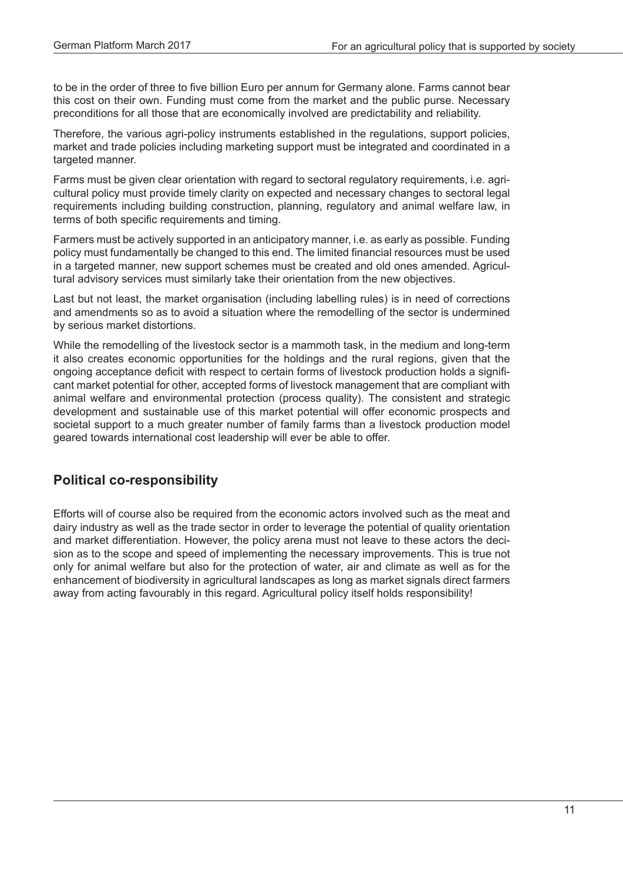to be in the order of three to five billion Euro per annum for Germany alone. Farms cannot bear this cost on their own. Funding must come from the market and the public purse. Necessary preconditions for all those that are economically involved are predictability and reliability.

Therefore, the various agri-policy instruments established in the regulations, support policies, market and trade policies including marketing support must be integrated and coordinated in a targeted manner.

Farms must be given clear orientation with regard to sectoral regulatory requirements, i.e. agricultural policy must provide timely clarity on expected and necessary changes to sectoral legal requirements including building construction, planning, regulatory and animal welfare law, in terms of both specific requirements and timing.

Farmers must be actively supported in an anticipatory manner, i.e. as early as possible. Funding policy must fundamentally be changed to this end. The limited financial resources must be used in a targeted manner, new support schemes must be created and old ones amended. Agricultural advisory services must similarly take their orientation from the new objectives.

Last but not least, the market organisation (including labelling rules) is in need of corrections and amendments so as to avoid a situation where the remodelling of the sector is undermined by serious market distortions.

While the remodelling of the livestock sector is a mammoth task, in the medium and long-term it also creates economic opportunities for the holdings and the rural regions, given that the ongoing acceptance deficit with respect to certain forms of livestock production holds a significant market potential for other, accepted forms of livestock management that are compliant with animal welfare and environmental protection (process quality). The consistent and strategic development and sustainable use of this market potential will offer economic prospects and societal support to a much greater number of family farms than a livestock production model geared towards international cost leadership will ever be able to offer.

## Political co-responsibility

Efforts will of course also be required from the economic actors involved such as the meat and dairy industry as well as the trade sector in order to leverage the potential of quality orientation and market differentiation. However, the policy arena must not leave to these actors the decision as to the scope and speed of implementing the necessary improvements. This is true not only for animal welfare but also for the protection of water, air and climate as well as for the enhancement of biodiversity in agricultural landscapes as long as market signals direct farmers away from acting favourably in this regard. Agricultural policy itself holds responsibility!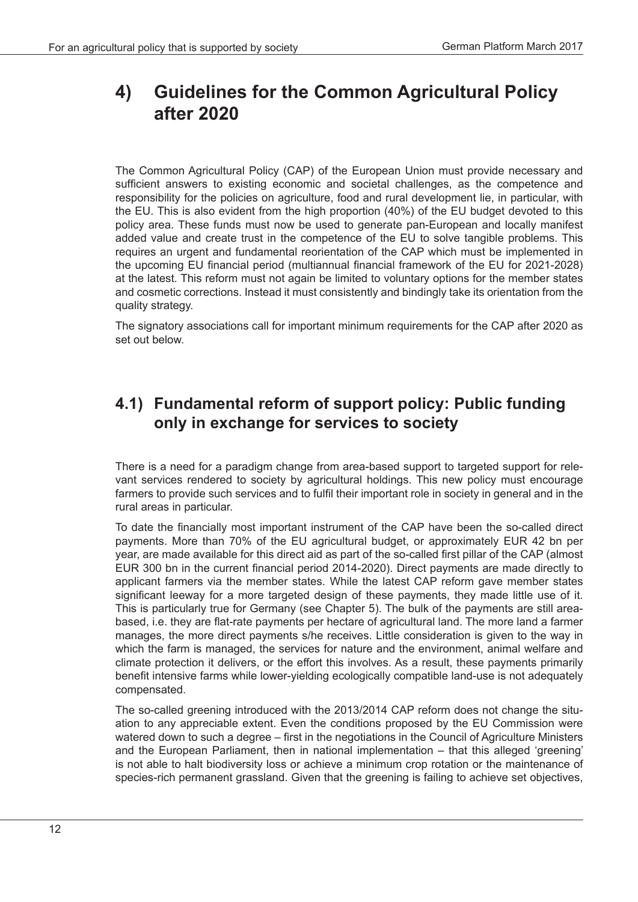## 4) Guidelines for the Common Agricultural Policy after 2020

The Common Agricultural Policy (CAP) of the European Union must provide necessary and sufficient answers to existing economic and societal challenges, as the competence and responsibility for the policies on agriculture, food and rural development lie, in particular, with the EU. This is also evident from the high proportion (40%) of the EU budget devoted to this policy area. These funds must now be used to generate pan-European and locally manifest added value and create trust in the competence of the EU to solve tangible problems. This requires an urgent and fundamental reorientation of the CAP which must be implemented in the upcoming EU financial period (multiannual financial framework of the EU for 2021-2028) at the latest. This reform must not again be limited to voluntary options for the member states and cosmetic corrections. Instead it must consistently and bindingly take its orientation from the quality strategy.

The signatory associations call for important minimum requirements for the CAP after 2020 as set out below.

### 4.1) Fundamental reform of support policy: Public funding only in exchange for services to society

There is a need for a paradigm change from area-based support to targeted support for relevant services rendered to society by agricultural holdings. This new policy must encourage farmers to provide such services and to fulfil their important role in society in general and in the rural areas in particular.

To date the financially most important instrument of the CAP have been the so-called direct payments. More than 70% of the EU agricultural budget, or approximately EUR 42 bn per year, are made available for this direct aid as part of the so-called first pillar of the CAP (almost EUR 300 bn in the current financial period 2014-2020). Direct payments are made directly to applicant farmers via the member states. While the latest CAP reform gave member states significant leeway for a more targeted design of these payments, they made little use of it. This is particularly true for Germany (see Chapter 5). The bulk of the payments are still area-based, i.e. they are flat-rate payments per hectare of agricultural land. The more land a farmer manages, the more direct payments s/he receives. Little consideration is given to the way in which the farm is managed, the services for nature and the environment, animal welfare and climate protection it delivers, or the effort this involves. As a result, these payments primarily benefit intensive farms while lower-yielding ecologically compatible land-use is not adequately compensated.

The so-called greening introduced with the 2013/2014 CAP reform does not change the situation to any appreciable extent. Even the conditions proposed by the EU Commission were watered down to such a degree – first in the negotiations in the Council of Agriculture Ministers and the European Parliament, then in national implementation – that this alleged 'greening' is not able to halt biodiversity loss or achieve a minimum crop rotation or the maintenance of species-rich permanent grassland. Given that the greening is failing to achieve set objectives,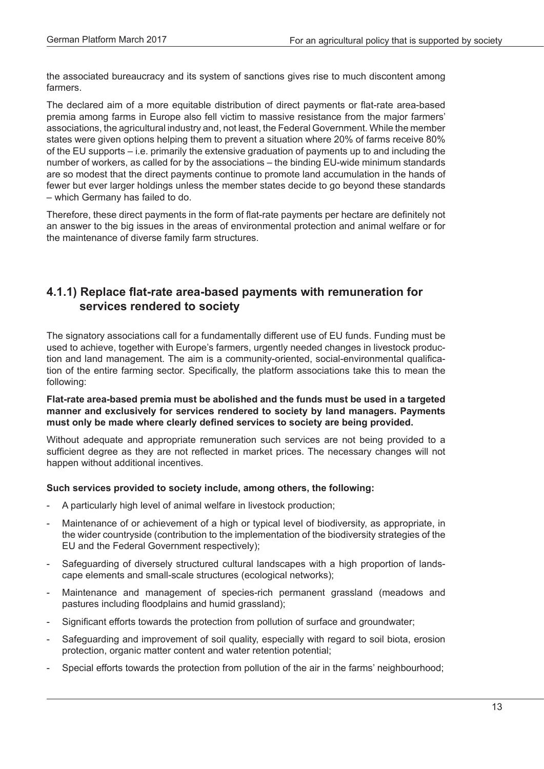the associated bureaucracy and its system of sanctions gives rise to much discontent among farmers.

The declared aim of a more equitable distribution of direct payments or flat-rate area-based premia among farms in Europe also fell victim to massive resistance from the major farmers' associations, the agricultural industry and, not least, the Federal Government. While the member states were given options helping them to prevent a situation where 20% of farms receive 80% of the EU supports – i.e. primarily the extensive graduation of payments up to and including the number of workers, as called for by the associations – the binding EU-wide minimum standards are so modest that the direct payments continue to promote land accumulation in the hands of fewer but ever larger holdings unless the member states decide to go beyond these standards – which Germany has failed to do.

Therefore, these direct payments in the form of flat-rate payments per hectare are definitely not an answer to the big issues in the areas of environmental protection and animal welfare or for the maintenance of diverse family farm structures.

### 4.1.1) Replace flat-rate area-based payments with remuneration for services rendered to society

The signatory associations call for a fundamentally different use of EU funds. Funding must be used to achieve, together with Europe's farmers, urgently needed changes in livestock production and land management. The aim is a community-oriented, social-environmental qualification of the entire farming sector. Specifically, the platform associations take this to mean the following:

**Flat-rate area-based premia must be abolished and the funds must be used in a targeted manner and exclusively for services rendered to society by land managers. Payments must only be made where clearly defined services to society are being provided.**

Without adequate and appropriate remuneration such services are not being provided to a sufficient degree as they are not reflected in market prices. The necessary changes will not happen without additional incentives.

**Such services provided to society include, among others, the following:**

- A particularly high level of animal welfare in livestock production;
- Maintenance of or achievement of a high or typical level of biodiversity, as appropriate, in the wider countryside (contribution to the implementation of the biodiversity strategies of the EU and the Federal Government respectively);
- Safeguarding of diversely structured cultural landscapes with a high proportion of landscape elements and small-scale structures (ecological networks);
- Maintenance and management of species-rich permanent grassland (meadows and pastures including floodplains and humid grassland);
- Significant efforts towards the protection from pollution of surface and groundwater;
- Safeguarding and improvement of soil quality, especially with regard to soil biota, erosion protection, organic matter content and water retention potential;
- Special efforts towards the protection from pollution of the air in the farms' neighbourhood;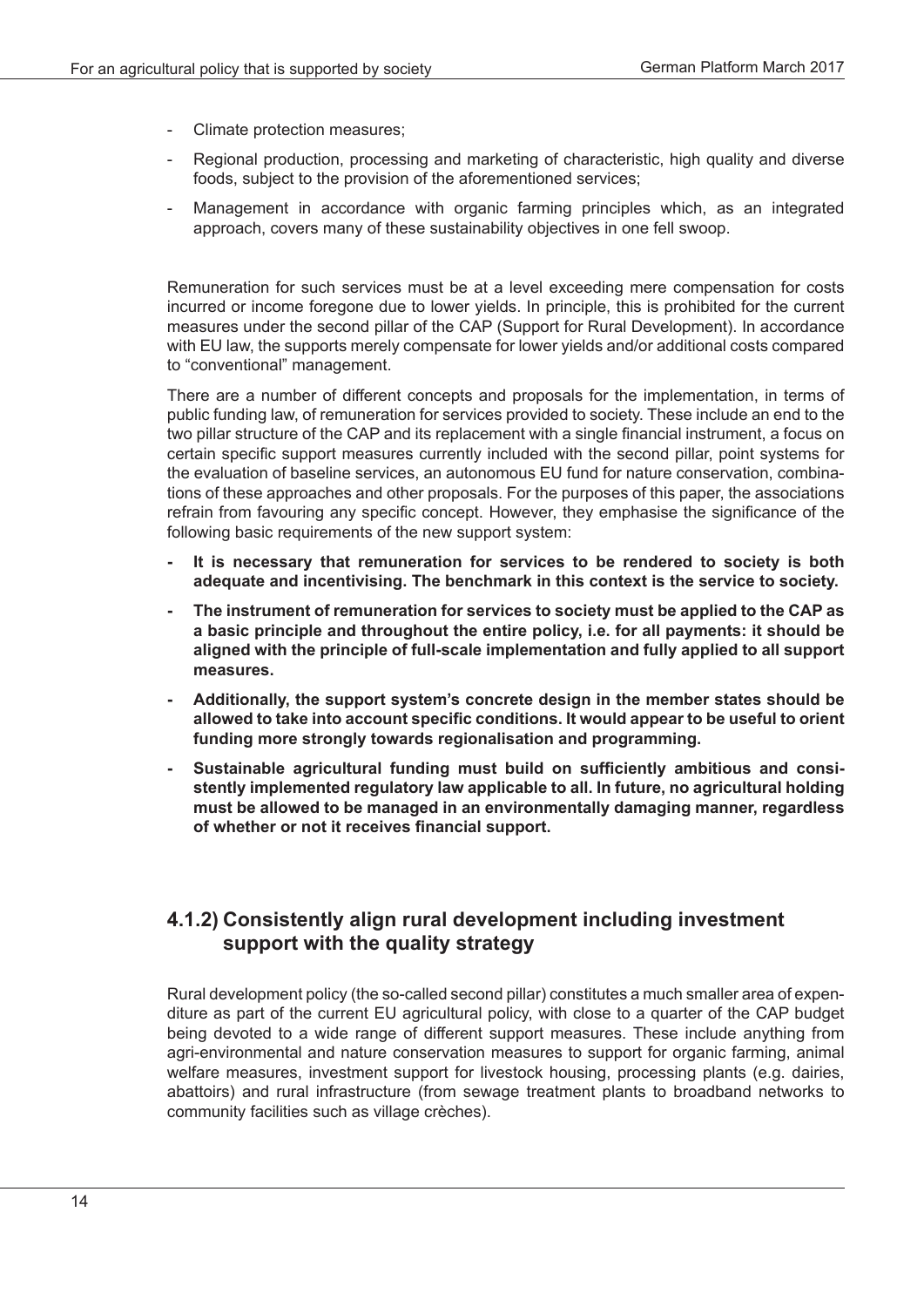- Climate protection measures;
- Regional production, processing and marketing of characteristic, high quality and diverse foods, subject to the provision of the aforementioned services;
- Management in accordance with organic farming principles which, as an integrated approach, covers many of these sustainability objectives in one fell swoop.

Remuneration for such services must be at a level exceeding mere compensation for costs incurred or income foregone due to lower yields. In principle, this is prohibited for the current measures under the second pillar of the CAP (Support for Rural Development). In accordance with EU law, the supports merely compensate for lower yields and/or additional costs compared to "conventional" management.

There are a number of different concepts and proposals for the implementation, in terms of public funding law, of remuneration for services provided to society. These include an end to the two pillar structure of the CAP and its replacement with a single financial instrument, a focus on certain specific support measures currently included with the second pillar, point systems for the evaluation of baseline services, an autonomous EU fund for nature conservation, combinations of these approaches and other proposals. For the purposes of this paper, the associations refrain from favouring any specific concept. However, they emphasise the significance of the following basic requirements of the new support system:

- **It is necessary that remuneration for services to be rendered to society is both adequate and incentivising. The benchmark in this context is the service to society.**
- **The instrument of remuneration for services to society must be applied to the CAP as a basic principle and throughout the entire policy, i.e. for all payments: it should be aligned with the principle of full-scale implementation and fully applied to all support measures.**
- **Additionally, the support system's concrete design in the member states should be allowed to take into account specific conditions. It would appear to be useful to orient funding more strongly towards regionalisation and programming.**
- **Sustainable agricultural funding must build on sufficiently ambitious and consistently implemented regulatory law applicable to all. In future, no agricultural holding must be allowed to be managed in an environmentally damaging manner, regardless of whether or not it receives financial support.**

### 4.1.2) Consistently align rural development including investment support with the quality strategy

Rural development policy (the so-called second pillar) constitutes a much smaller area of expenditure as part of the current EU agricultural policy, with close to a quarter of the CAP budget being devoted to a wide range of different support measures. These include anything from agri-environmental and nature conservation measures to support for organic farming, animal welfare measures, investment support for livestock housing, processing plants (e.g. dairies, abattoirs) and rural infrastructure (from sewage treatment plants to broadband networks to community facilities such as village crèches).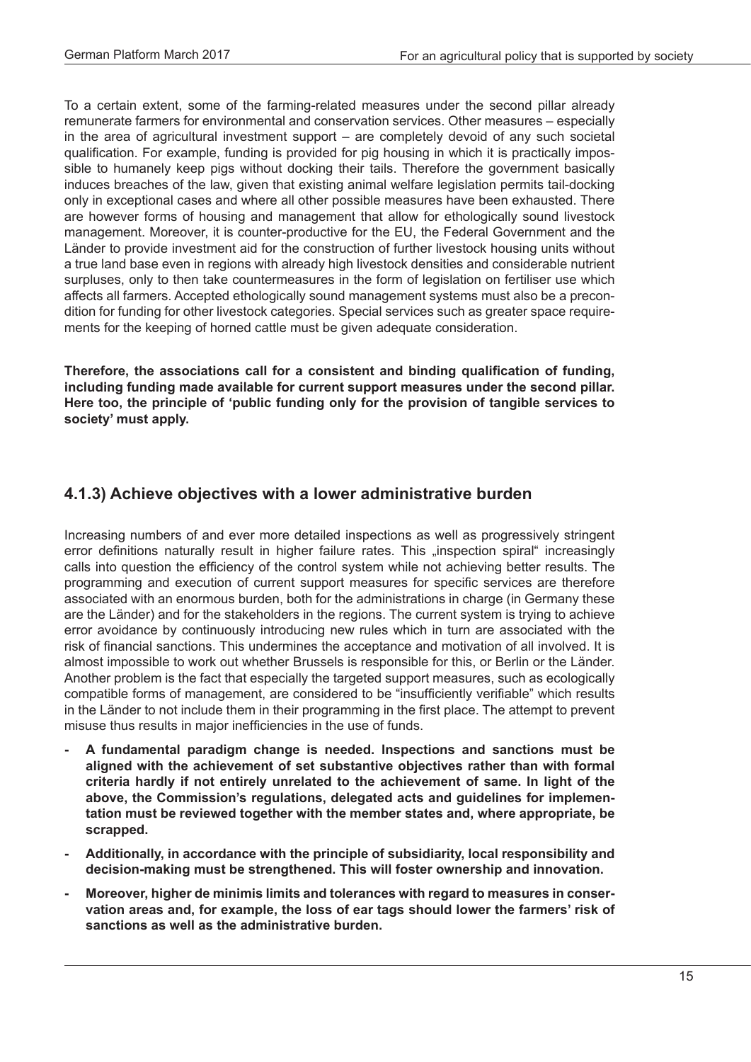To a certain extent, some of the farming-related measures under the second pillar already remunerate farmers for environmental and conservation services. Other measures – especially in the area of agricultural investment support – are completely devoid of any such societal qualification. For example, funding is provided for pig housing in which it is practically impossible to humanely keep pigs without docking their tails. Therefore the government basically induces breaches of the law, given that existing animal welfare legislation permits tail-docking only in exceptional cases and where all other possible measures have been exhausted. There are however forms of housing and management that allow for ethologically sound livestock management. Moreover, it is counter-productive for the EU, the Federal Government and the Länder to provide investment aid for the construction of further livestock housing units without a true land base even in regions with already high livestock densities and considerable nutrient surpluses, only to then take countermeasures in the form of legislation on fertiliser use which affects all farmers. Accepted ethologically sound management systems must also be a precondition for funding for other livestock categories. Special services such as greater space requirements for the keeping of horned cattle must be given adequate consideration.

**Therefore, the associations call for a consistent and binding qualification of funding, including funding made available for current support measures under the second pillar. Here too, the principle of 'public funding only for the provision of tangible services to society' must apply.**

## 4.1.3) Achieve objectives with a lower administrative burden

Increasing numbers of and ever more detailed inspections as well as progressively stringent error definitions naturally result in higher failure rates. This „inspection spiral" increasingly calls into question the efficiency of the control system while not achieving better results. The programming and execution of current support measures for specific services are therefore associated with an enormous burden, both for the administrations in charge (in Germany these are the Länder) and for the stakeholders in the regions. The current system is trying to achieve error avoidance by continuously introducing new rules which in turn are associated with the risk of financial sanctions. This undermines the acceptance and motivation of all involved. It is almost impossible to work out whether Brussels is responsible for this, or Berlin or the Länder. Another problem is the fact that especially the targeted support measures, such as ecologically compatible forms of management, are considered to be "insufficiently verifiable" which results in the Länder to not include them in their programming in the first place. The attempt to prevent misuse thus results in major inefficiencies in the use of funds.

- **A fundamental paradigm change is needed. Inspections and sanctions must be aligned with the achievement of set substantive objectives rather than with formal criteria hardly if not entirely unrelated to the achievement of same. In light of the above, the Commission's regulations, delegated acts and guidelines for implementation must be reviewed together with the member states and, where appropriate, be scrapped.**
- **Additionally, in accordance with the principle of subsidiarity, local responsibility and decision-making must be strengthened. This will foster ownership and innovation.**
- **Moreover, higher de minimis limits and tolerances with regard to measures in conservation areas and, for example, the loss of ear tags should lower the farmers' risk of sanctions as well as the administrative burden.**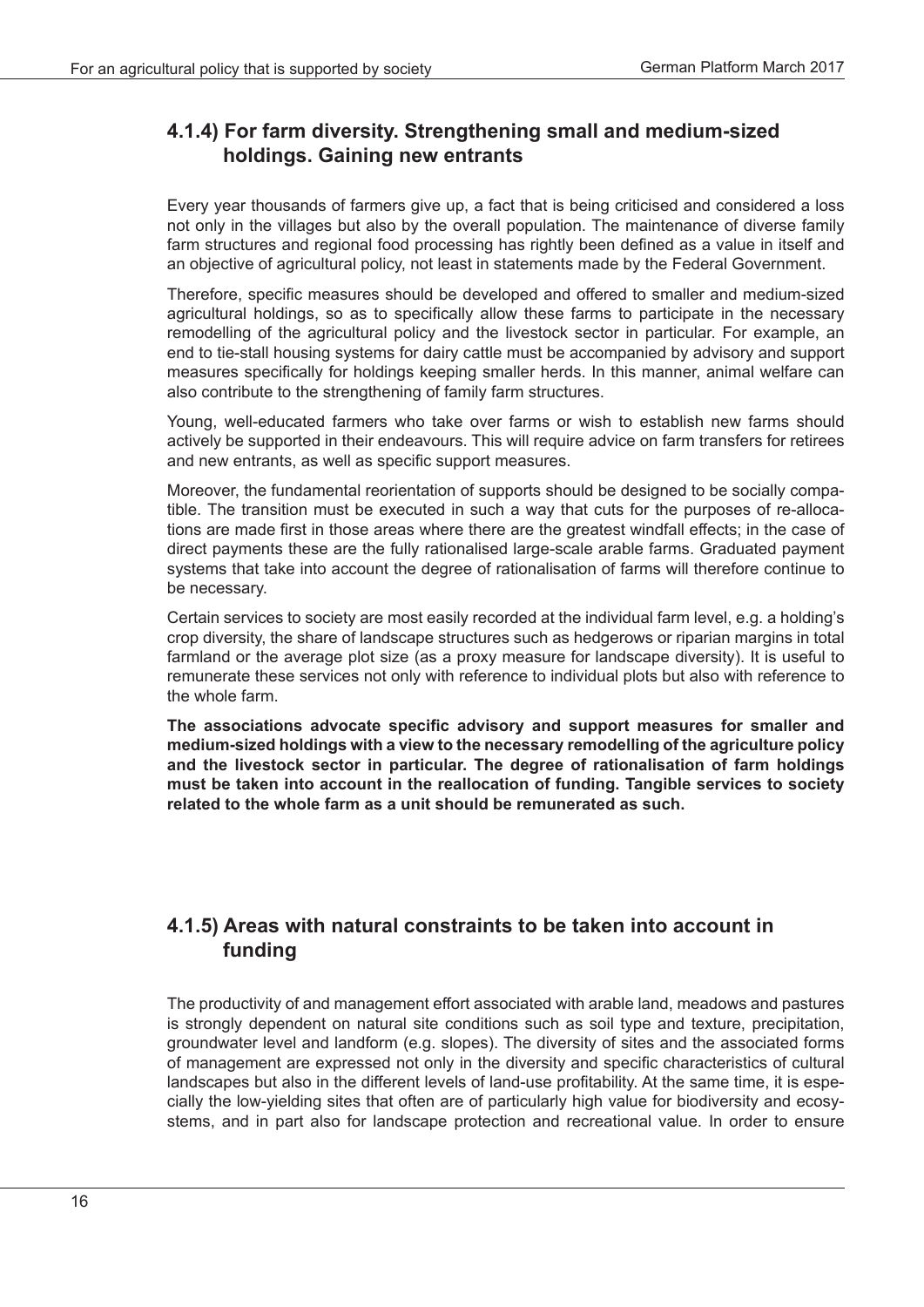### 4.1.4) For farm diversity. Strengthening small and medium-sized holdings. Gaining new entrants

Every year thousands of farmers give up, a fact that is being criticised and considered a loss not only in the villages but also by the overall population. The maintenance of diverse family farm structures and regional food processing has rightly been defined as a value in itself and an objective of agricultural policy, not least in statements made by the Federal Government.

Therefore, specific measures should be developed and offered to smaller and medium-sized agricultural holdings, so as to specifically allow these farms to participate in the necessary remodelling of the agricultural policy and the livestock sector in particular. For example, an end to tie-stall housing systems for dairy cattle must be accompanied by advisory and support measures specifically for holdings keeping smaller herds. In this manner, animal welfare can also contribute to the strengthening of family farm structures.

Young, well-educated farmers who take over farms or wish to establish new farms should actively be supported in their endeavours. This will require advice on farm transfers for retirees and new entrants, as well as specific support measures.

Moreover, the fundamental reorientation of supports should be designed to be socially compatible. The transition must be executed in such a way that cuts for the purposes of re-allocations are made first in those areas where there are the greatest windfall effects; in the case of direct payments these are the fully rationalised large-scale arable farms. Graduated payment systems that take into account the degree of rationalisation of farms will therefore continue to be necessary.

Certain services to society are most easily recorded at the individual farm level, e.g. a holding's crop diversity, the share of landscape structures such as hedgerows or riparian margins in total farmland or the average plot size (as a proxy measure for landscape diversity). It is useful to remunerate these services not only with reference to individual plots but also with reference to the whole farm.

**The associations advocate specific advisory and support measures for smaller and medium-sized holdings with a view to the necessary remodelling of the agriculture policy and the livestock sector in particular. The degree of rationalisation of farm holdings must be taken into account in the reallocation of funding. Tangible services to society related to the whole farm as a unit should be remunerated as such.**

### 4.1.5) Areas with natural constraints to be taken into account in funding

The productivity of and management effort associated with arable land, meadows and pastures is strongly dependent on natural site conditions such as soil type and texture, precipitation, groundwater level and landform (e.g. slopes). The diversity of sites and the associated forms of management are expressed not only in the diversity and specific characteristics of cultural landscapes but also in the different levels of land-use profitability. At the same time, it is especially the low-yielding sites that often are of particularly high value for biodiversity and ecosystems, and in part also for landscape protection and recreational value. In order to ensure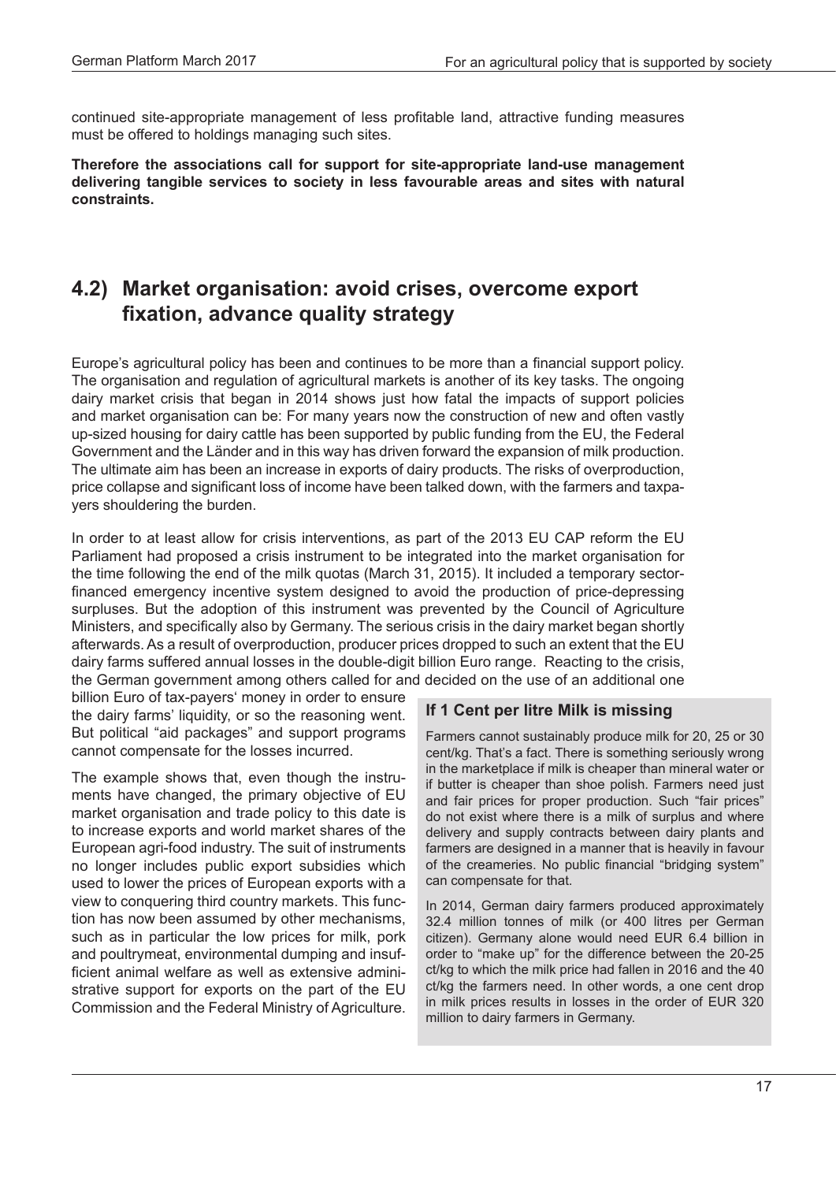continued site-appropriate management of less profitable land, attractive funding measures must be offered to holdings managing such sites.

**Therefore the associations call for support for site-appropriate land-use management delivering tangible services to society in less favourable areas and sites with natural constraints.**

## 4.2) Market organisation: avoid crises, overcome export fixation, advance quality strategy

Europe's agricultural policy has been and continues to be more than a financial support policy. The organisation and regulation of agricultural markets is another of its key tasks. The ongoing dairy market crisis that began in 2014 shows just how fatal the impacts of support policies and market organisation can be: For many years now the construction of new and often vastly up-sized housing for dairy cattle has been supported by public funding from the EU, the Federal Government and the Länder and in this way has driven forward the expansion of milk production. The ultimate aim has been an increase in exports of dairy products. The risks of overproduction, price collapse and significant loss of income have been talked down, with the farmers and taxpayers shouldering the burden.

In order to at least allow for crisis interventions, as part of the 2013 EU CAP reform the EU Parliament had proposed a crisis instrument to be integrated into the market organisation for the time following the end of the milk quotas (March 31, 2015). It included a temporary sector-financed emergency incentive system designed to avoid the production of price-depressing surpluses. But the adoption of this instrument was prevented by the Council of Agriculture Ministers, and specifically also by Germany. The serious crisis in the dairy market began shortly afterwards. As a result of overproduction, producer prices dropped to such an extent that the EU dairy farms suffered annual losses in the double-digit billion Euro range. Reacting to the crisis, the German government among others called for and decided on the use of an additional one billion Euro of tax-payers' money in order to ensure the dairy farms' liquidity, or so the reasoning went. But political "aid packages" and support programs cannot compensate for the losses incurred.

The example shows that, even though the instruments have changed, the primary objective of EU market organisation and trade policy to this date is to increase exports and world market shares of the European agri-food industry. The suit of instruments no longer includes public export subsidies which used to lower the prices of European exports with a view to conquering third country markets. This function has now been assumed by other mechanisms, such as in particular the low prices for milk, pork and poultrymeat, environmental dumping and insufficient animal welfare as well as extensive administrative support for exports on the part of the EU Commission and the Federal Ministry of Agriculture.

### If 1 Cent per litre Milk is missing

Farmers cannot sustainably produce milk for 20, 25 or 30 cent/kg. That's a fact. There is something seriously wrong in the marketplace if milk is cheaper than mineral water or if butter is cheaper than shoe polish. Farmers need just and fair prices for proper production. Such "fair prices" do not exist where there is a milk of surplus and where delivery and supply contracts between dairy plants and farmers are designed in a manner that is heavily in favour of the creameries. No public financial "bridging system" can compensate for that.

In 2014, German dairy farmers produced approximately 32.4 million tonnes of milk (or 400 litres per German citizen). Germany alone would need EUR 6.4 billion in order to "make up" for the difference between the 20-25 ct/kg to which the milk price had fallen in 2016 and the 40 ct/kg the farmers need. In other words, a one cent drop in milk prices results in losses in the order of EUR 320 million to dairy farmers in Germany.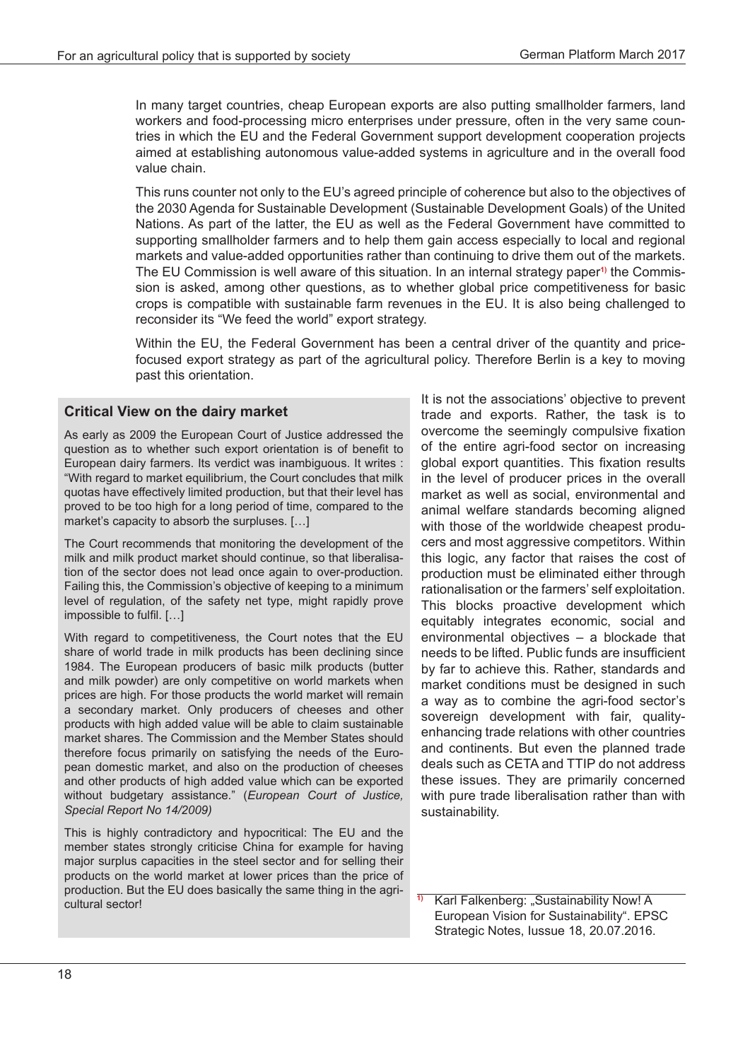In many target countries, cheap European exports are also putting smallholder farmers, land workers and food-processing micro enterprises under pressure, often in the very same countries in which the EU and the Federal Government support development cooperation projects aimed at establishing autonomous value-added systems in agriculture and in the overall food value chain.

This runs counter not only to the EU's agreed principle of coherence but also to the objectives of the 2030 Agenda for Sustainable Development (Sustainable Development Goals) of the United Nations. As part of the latter, the EU as well as the Federal Government have committed to supporting smallholder farmers and to help them gain access especially to local and regional markets and value-added opportunities rather than continuing to drive them out of the markets. The EU Commission is well aware of this situation. In an internal strategy paper[1] the Commission is asked, among other questions, as to whether global price competitiveness for basic crops is compatible with sustainable farm revenues in the EU. It is also being challenged to reconsider its "We feed the world" export strategy.

Within the EU, the Federal Government has been a central driver of the quantity and price-focused export strategy as part of the agricultural policy. Therefore Berlin is a key to moving past this orientation.

### Critical View on the dairy market

As early as 2009 the European Court of Justice addressed the question as to whether such export orientation is of benefit to European dairy farmers. Its verdict was inambiguous. It writes : "With regard to market equilibrium, the Court concludes that milk quotas have effectively limited production, but that their level has proved to be too high for a long period of time, compared to the market's capacity to absorb the surpluses. […]

The Court recommends that monitoring the development of the milk and milk product market should continue, so that liberalisation of the sector does not lead once again to over-production. Failing this, the Commission's objective of keeping to a minimum level of regulation, of the safety net type, might rapidly prove impossible to fulfil. […]

With regard to competitiveness, the Court notes that the EU share of world trade in milk products has been declining since 1984. The European producers of basic milk products (butter and milk powder) are only competitive on world markets when prices are high. For those products the world market will remain a secondary market. Only producers of cheeses and other products with high added value will be able to claim sustainable market shares. The Commission and the Member States should therefore focus primarily on satisfying the needs of the European domestic market, and also on the production of cheeses and other products of high added value which can be exported without budgetary assistance." (*European Court of Justice, Special Report No 14/2009)*

This is highly contradictory and hypocritical: The EU and the member states strongly criticise China for example for having major surplus capacities in the steel sector and for selling their products on the world market at lower prices than the price of production. But the EU does basically the same thing in the agricultural sector!

It is not the associations' objective to prevent trade and exports. Rather, the task is to overcome the seemingly compulsive fixation of the entire agri-food sector on increasing global export quantities. This fixation results in the level of producer prices in the overall market as well as social, environmental and animal welfare standards becoming aligned with those of the worldwide cheapest producers and most aggressive competitors. Within this logic, any factor that raises the cost of production must be eliminated either through rationalisation or the farmers' self exploitation. This blocks proactive development which equitably integrates economic, social and environmental objectives – a blockade that needs to be lifted. Public funds are insufficient by far to achieve this. Rather, standards and market conditions must be designed in such a way as to combine the agri-food sector's sovereign development with fair, quality-enhancing trade relations with other countries and continents. But even the planned trade deals such as CETA and TTIP do not address these issues. They are primarily concerned with pure trade liberalisation rather than with sustainability.

[1] Karl Falkenberg: „Sustainability Now! A European Vision for Sustainability". EPSC Strategic Notes, Iussue 18, 20.07.2016.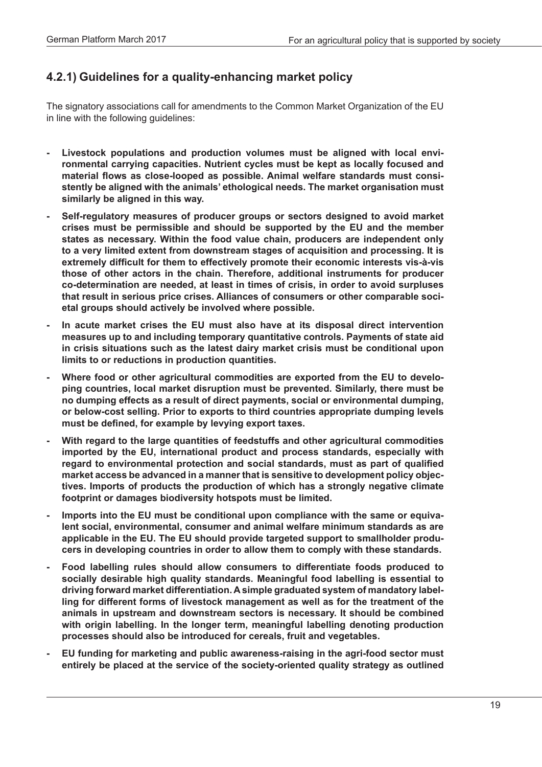### 4.2.1) Guidelines for a quality-enhancing market policy

The signatory associations call for amendments to the Common Market Organization of the EU in line with the following guidelines:

- **Livestock populations and production volumes must be aligned with local environmental carrying capacities. Nutrient cycles must be kept as locally focused and material flows as close-looped as possible. Animal welfare standards must consistently be aligned with the animals' ethological needs. The market organisation must similarly be aligned in this way.**
- **Self-regulatory measures of producer groups or sectors designed to avoid market crises must be permissible and should be supported by the EU and the member states as necessary. Within the food value chain, producers are independent only to a very limited extent from downstream stages of acquisition and processing. It is extremely difficult for them to effectively promote their economic interests vis-à-vis those of other actors in the chain. Therefore, additional instruments for producer co-determination are needed, at least in times of crisis, in order to avoid surpluses that result in serious price crises. Alliances of consumers or other comparable societal groups should actively be involved where possible.**
- **In acute market crises the EU must also have at its disposal direct intervention measures up to and including temporary quantitative controls. Payments of state aid in crisis situations such as the latest dairy market crisis must be conditional upon limits to or reductions in production quantities.**
- **Where food or other agricultural commodities are exported from the EU to developing countries, local market disruption must be prevented. Similarly, there must be no dumping effects as a result of direct payments, social or environmental dumping, or below-cost selling. Prior to exports to third countries appropriate dumping levels must be defined, for example by levying export taxes.**
- **With regard to the large quantities of feedstuffs and other agricultural commodities imported by the EU, international product and process standards, especially with regard to environmental protection and social standards, must as part of qualified market access be advanced in a manner that is sensitive to development policy objectives. Imports of products the production of which has a strongly negative climate footprint or damages biodiversity hotspots must be limited.**
- **Imports into the EU must be conditional upon compliance with the same or equivalent social, environmental, consumer and animal welfare minimum standards as are applicable in the EU. The EU should provide targeted support to smallholder producers in developing countries in order to allow them to comply with these standards.**
- **Food labelling rules should allow consumers to differentiate foods produced to socially desirable high quality standards. Meaningful food labelling is essential to driving forward market differentiation. A simple graduated system of mandatory labelling for different forms of livestock management as well as for the treatment of the animals in upstream and downstream sectors is necessary. It should be combined with origin labelling. In the longer term, meaningful labelling denoting production processes should also be introduced for cereals, fruit and vegetables.**
- **EU funding for marketing and public awareness-raising in the agri-food sector must entirely be placed at the service of the society-oriented quality strategy as outlined**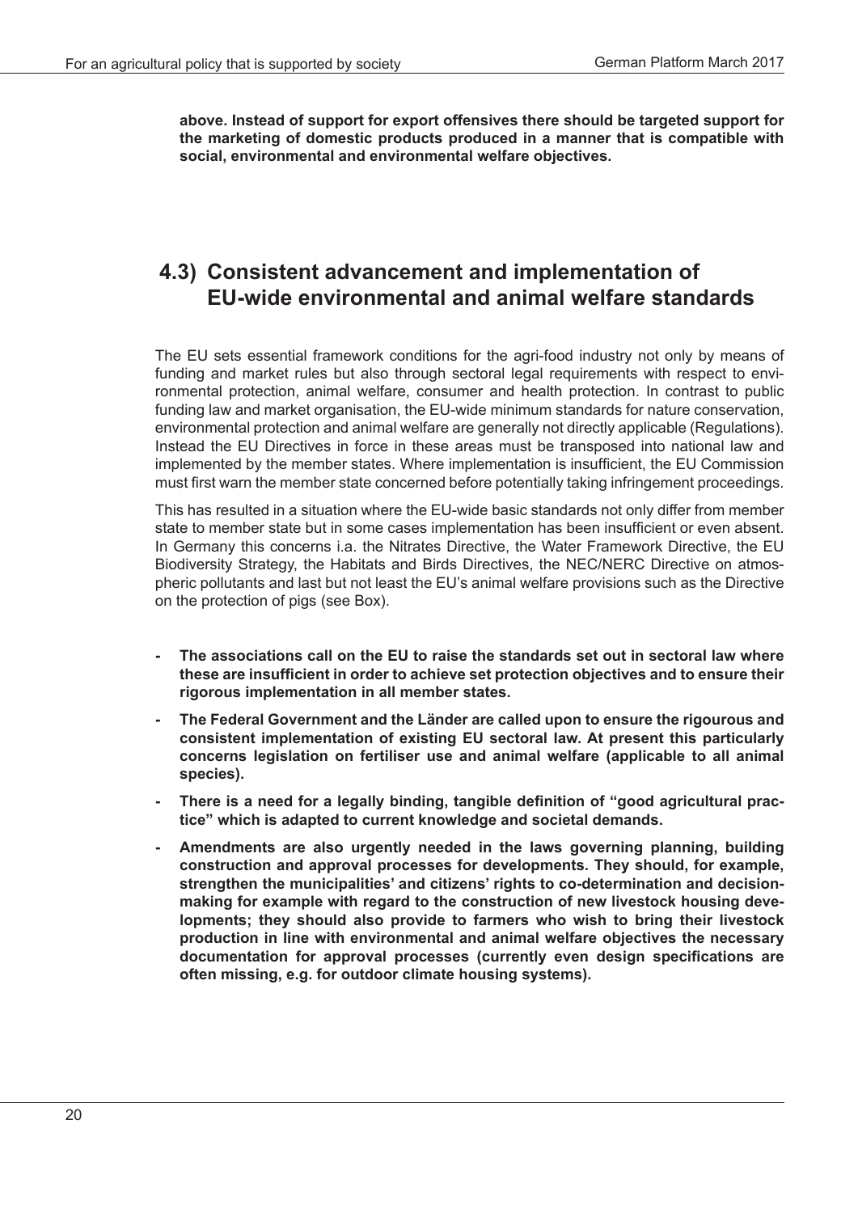**above. Instead of support for export offensives there should be targeted support for the marketing of domestic products produced in a manner that is compatible with social, environmental and environmental welfare objectives.**

## 4.3) Consistent advancement and implementation of EU-wide environmental and animal welfare standards

The EU sets essential framework conditions for the agri-food industry not only by means of funding and market rules but also through sectoral legal requirements with respect to environmental protection, animal welfare, consumer and health protection. In contrast to public funding law and market organisation, the EU-wide minimum standards for nature conservation, environmental protection and animal welfare are generally not directly applicable (Regulations). Instead the EU Directives in force in these areas must be transposed into national law and implemented by the member states. Where implementation is insufficient, the EU Commission must first warn the member state concerned before potentially taking infringement proceedings.

This has resulted in a situation where the EU-wide basic standards not only differ from member state to member state but in some cases implementation has been insufficient or even absent. In Germany this concerns i.a. the Nitrates Directive, the Water Framework Directive, the EU Biodiversity Strategy, the Habitats and Birds Directives, the NEC/NERC Directive on atmospheric pollutants and last but not least the EU's animal welfare provisions such as the Directive on the protection of pigs (see Box).

- **The associations call on the EU to raise the standards set out in sectoral law where these are insufficient in order to achieve set protection objectives and to ensure their rigorous implementation in all member states.**
- **The Federal Government and the Länder are called upon to ensure the rigourous and consistent implementation of existing EU sectoral law. At present this particularly concerns legislation on fertiliser use and animal welfare (applicable to all animal species).**
- **There is a need for a legally binding, tangible definition of "good agricultural practice" which is adapted to current knowledge and societal demands.**
- **Amendments are also urgently needed in the laws governing planning, building construction and approval processes for developments. They should, for example, strengthen the municipalities' and citizens' rights to co-determination and decision-making for example with regard to the construction of new livestock housing developments; they should also provide to farmers who wish to bring their livestock production in line with environmental and animal welfare objectives the necessary documentation for approval processes (currently even design specifications are often missing, e.g. for outdoor climate housing systems).**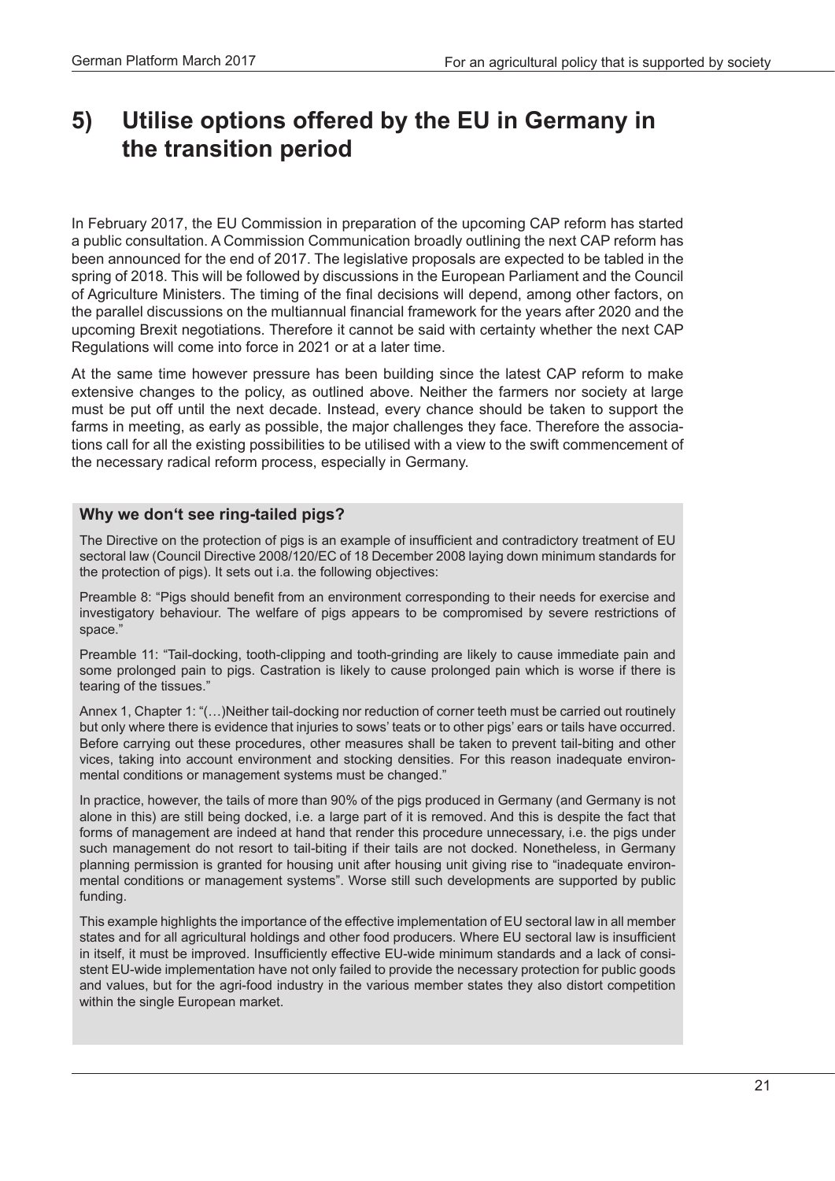## 5) Utilise options offered by the EU in Germany in the transition period

In February 2017, the EU Commission in preparation of the upcoming CAP reform has started a public consultation. A Commission Communication broadly outlining the next CAP reform has been announced for the end of 2017. The legislative proposals are expected to be tabled in the spring of 2018. This will be followed by discussions in the European Parliament and the Council of Agriculture Ministers. The timing of the final decisions will depend, among other factors, on the parallel discussions on the multiannual financial framework for the years after 2020 and the upcoming Brexit negotiations. Therefore it cannot be said with certainty whether the next CAP Regulations will come into force in 2021 or at a later time.

At the same time however pressure has been building since the latest CAP reform to make extensive changes to the policy, as outlined above. Neither the farmers nor society at large must be put off until the next decade. Instead, every chance should be taken to support the farms in meeting, as early as possible, the major challenges they face. Therefore the associations call for all the existing possibilities to be utilised with a view to the swift commencement of the necessary radical reform process, especially in Germany.

### Why we don‘t see ring-tailed pigs?

The Directive on the protection of pigs is an example of insufficient and contradictory treatment of EU sectoral law (Council Directive 2008/120/EC of 18 December 2008 laying down minimum standards for the protection of pigs). It sets out i.a. the following objectives:

Preamble 8: “Pigs should benefit from an environment corresponding to their needs for exercise and investigatory behaviour. The welfare of pigs appears to be compromised by severe restrictions of space.”

Preamble 11: “Tail-docking, tooth-clipping and tooth-grinding are likely to cause immediate pain and some prolonged pain to pigs. Castration is likely to cause prolonged pain which is worse if there is tearing of the tissues.”

Annex 1, Chapter 1: “(…)Neither tail-docking nor reduction of corner teeth must be carried out routinely but only where there is evidence that injuries to sows’ teats or to other pigs’ ears or tails have occurred. Before carrying out these procedures, other measures shall be taken to prevent tail-biting and other vices, taking into account environment and stocking densities. For this reason inadequate environmental conditions or management systems must be changed.”

In practice, however, the tails of more than 90% of the pigs produced in Germany (and Germany is not alone in this) are still being docked, i.e. a large part of it is removed. And this is despite the fact that forms of management are indeed at hand that render this procedure unnecessary, i.e. the pigs under such management do not resort to tail-biting if their tails are not docked. Nonetheless, in Germany planning permission is granted for housing unit after housing unit giving rise to “inadequate environmental conditions or management systems”. Worse still such developments are supported by public funding.

This example highlights the importance of the effective implementation of EU sectoral law in all member states and for all agricultural holdings and other food producers. Where EU sectoral law is insufficient in itself, it must be improved. Insufficiently effective EU-wide minimum standards and a lack of consistent EU-wide implementation have not only failed to provide the necessary protection for public goods and values, but for the agri-food industry in the various member states they also distort competition within the single European market.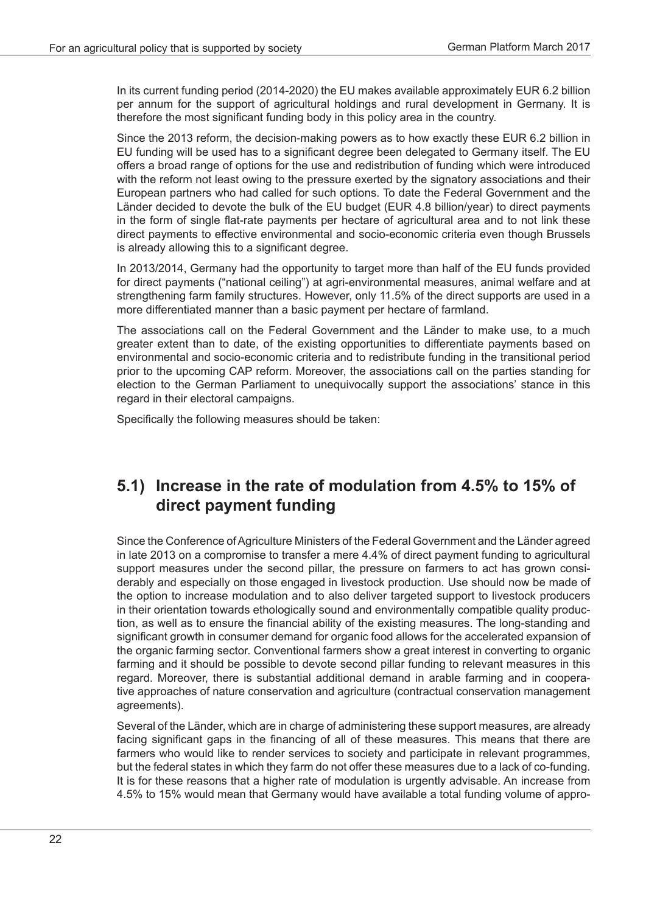In its current funding period (2014-2020) the EU makes available approximately EUR 6.2 billion per annum for the support of agricultural holdings and rural development in Germany. It is therefore the most significant funding body in this policy area in the country.

Since the 2013 reform, the decision-making powers as to how exactly these EUR 6.2 billion in EU funding will be used has to a significant degree been delegated to Germany itself. The EU offers a broad range of options for the use and redistribution of funding which were introduced with the reform not least owing to the pressure exerted by the signatory associations and their European partners who had called for such options. To date the Federal Government and the Länder decided to devote the bulk of the EU budget (EUR 4.8 billion/year) to direct payments in the form of single flat-rate payments per hectare of agricultural area and to not link these direct payments to effective environmental and socio-economic criteria even though Brussels is already allowing this to a significant degree.

In 2013/2014, Germany had the opportunity to target more than half of the EU funds provided for direct payments ("national ceiling") at agri-environmental measures, animal welfare and at strengthening farm family structures. However, only 11.5% of the direct supports are used in a more differentiated manner than a basic payment per hectare of farmland.

The associations call on the Federal Government and the Länder to make use, to a much greater extent than to date, of the existing opportunities to differentiate payments based on environmental and socio-economic criteria and to redistribute funding in the transitional period prior to the upcoming CAP reform. Moreover, the associations call on the parties standing for election to the German Parliament to unequivocally support the associations' stance in this regard in their electoral campaigns.

Specifically the following measures should be taken:

## 5.1) Increase in the rate of modulation from 4.5% to 15% of direct payment funding

Since the Conference of Agriculture Ministers of the Federal Government and the Länder agreed in late 2013 on a compromise to transfer a mere 4.4% of direct payment funding to agricultural support measures under the second pillar, the pressure on farmers to act has grown considerably and especially on those engaged in livestock production. Use should now be made of the option to increase modulation and to also deliver targeted support to livestock producers in their orientation towards ethologically sound and environmentally compatible quality production, as well as to ensure the financial ability of the existing measures. The long-standing and significant growth in consumer demand for organic food allows for the accelerated expansion of the organic farming sector. Conventional farmers show a great interest in converting to organic farming and it should be possible to devote second pillar funding to relevant measures in this regard. Moreover, there is substantial additional demand in arable farming and in cooperative approaches of nature conservation and agriculture (contractual conservation management agreements).

Several of the Länder, which are in charge of administering these support measures, are already facing significant gaps in the financing of all of these measures. This means that there are farmers who would like to render services to society and participate in relevant programmes, but the federal states in which they farm do not offer these measures due to a lack of co-funding. It is for these reasons that a higher rate of modulation is urgently advisable. An increase from 4.5% to 15% would mean that Germany would have available a total funding volume of appro-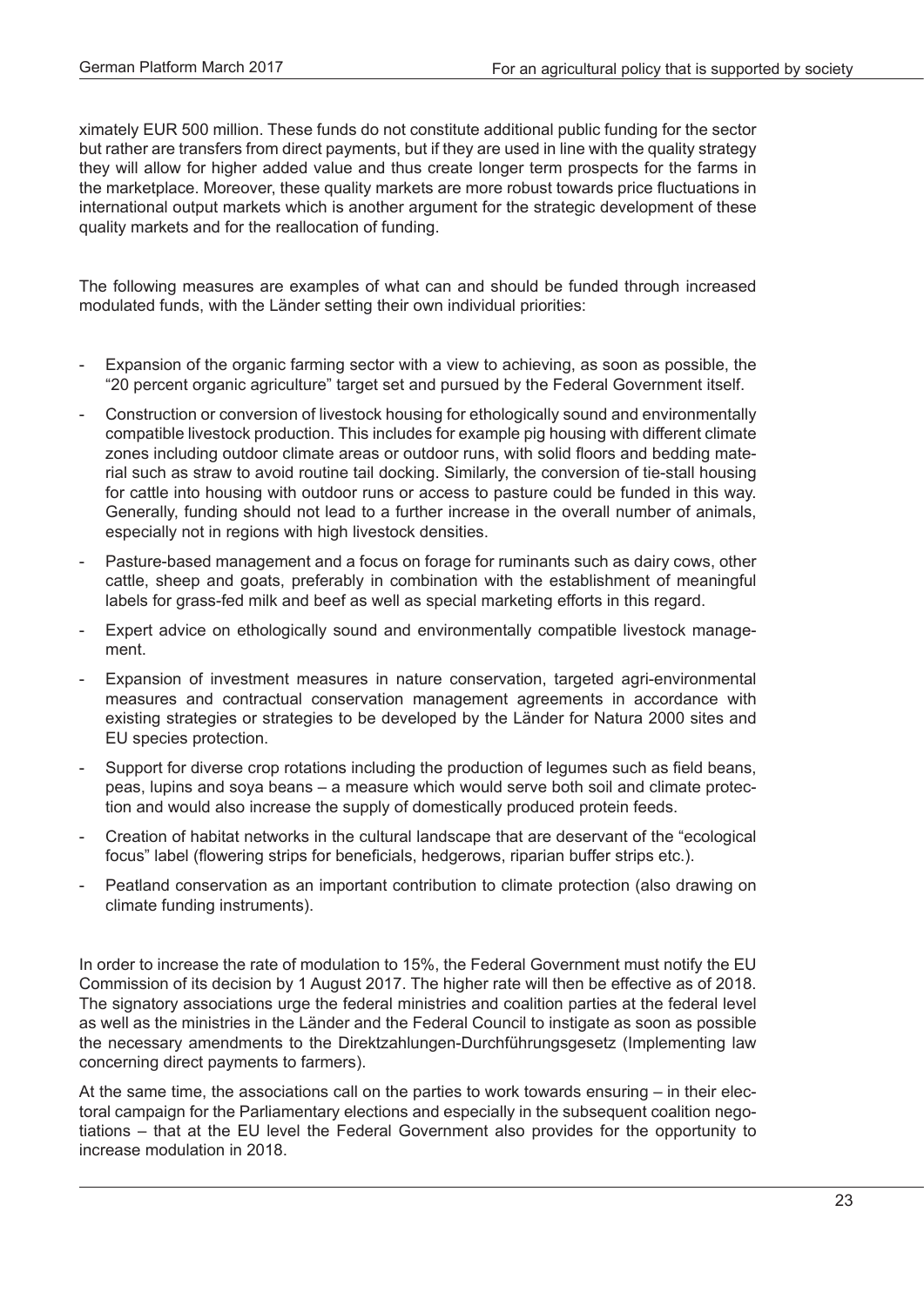ximately EUR 500 million. These funds do not constitute additional public funding for the sector but rather are transfers from direct payments, but if they are used in line with the quality strategy they will allow for higher added value and thus create longer term prospects for the farms in the marketplace. Moreover, these quality markets are more robust towards price fluctuations in international output markets which is another argument for the strategic development of these quality markets and for the reallocation of funding.

The following measures are examples of what can and should be funded through increased modulated funds, with the Länder setting their own individual priorities:

- Expansion of the organic farming sector with a view to achieving, as soon as possible, the "20 percent organic agriculture" target set and pursued by the Federal Government itself.
- Construction or conversion of livestock housing for ethologically sound and environmentally compatible livestock production. This includes for example pig housing with different climate zones including outdoor climate areas or outdoor runs, with solid floors and bedding material such as straw to avoid routine tail docking. Similarly, the conversion of tie-stall housing for cattle into housing with outdoor runs or access to pasture could be funded in this way. Generally, funding should not lead to a further increase in the overall number of animals, especially not in regions with high livestock densities.
- Pasture-based management and a focus on forage for ruminants such as dairy cows, other cattle, sheep and goats, preferably in combination with the establishment of meaningful labels for grass-fed milk and beef as well as special marketing efforts in this regard.
- Expert advice on ethologically sound and environmentally compatible livestock management.
- Expansion of investment measures in nature conservation, targeted agri-environmental measures and contractual conservation management agreements in accordance with existing strategies or strategies to be developed by the Länder for Natura 2000 sites and EU species protection.
- Support for diverse crop rotations including the production of legumes such as field beans, peas, lupins and soya beans – a measure which would serve both soil and climate protection and would also increase the supply of domestically produced protein feeds.
- Creation of habitat networks in the cultural landscape that are deservant of the "ecological focus" label (flowering strips for beneficials, hedgerows, riparian buffer strips etc.).
- Peatland conservation as an important contribution to climate protection (also drawing on climate funding instruments).

In order to increase the rate of modulation to 15%, the Federal Government must notify the EU Commission of its decision by 1 August 2017. The higher rate will then be effective as of 2018. The signatory associations urge the federal ministries and coalition parties at the federal level as well as the ministries in the Länder and the Federal Council to instigate as soon as possible the necessary amendments to the Direktzahlungen-Durchführungsgesetz (Implementing law concerning direct payments to farmers).

At the same time, the associations call on the parties to work towards ensuring – in their electoral campaign for the Parliamentary elections and especially in the subsequent coalition negotiations – that at the EU level the Federal Government also provides for the opportunity to increase modulation in 2018.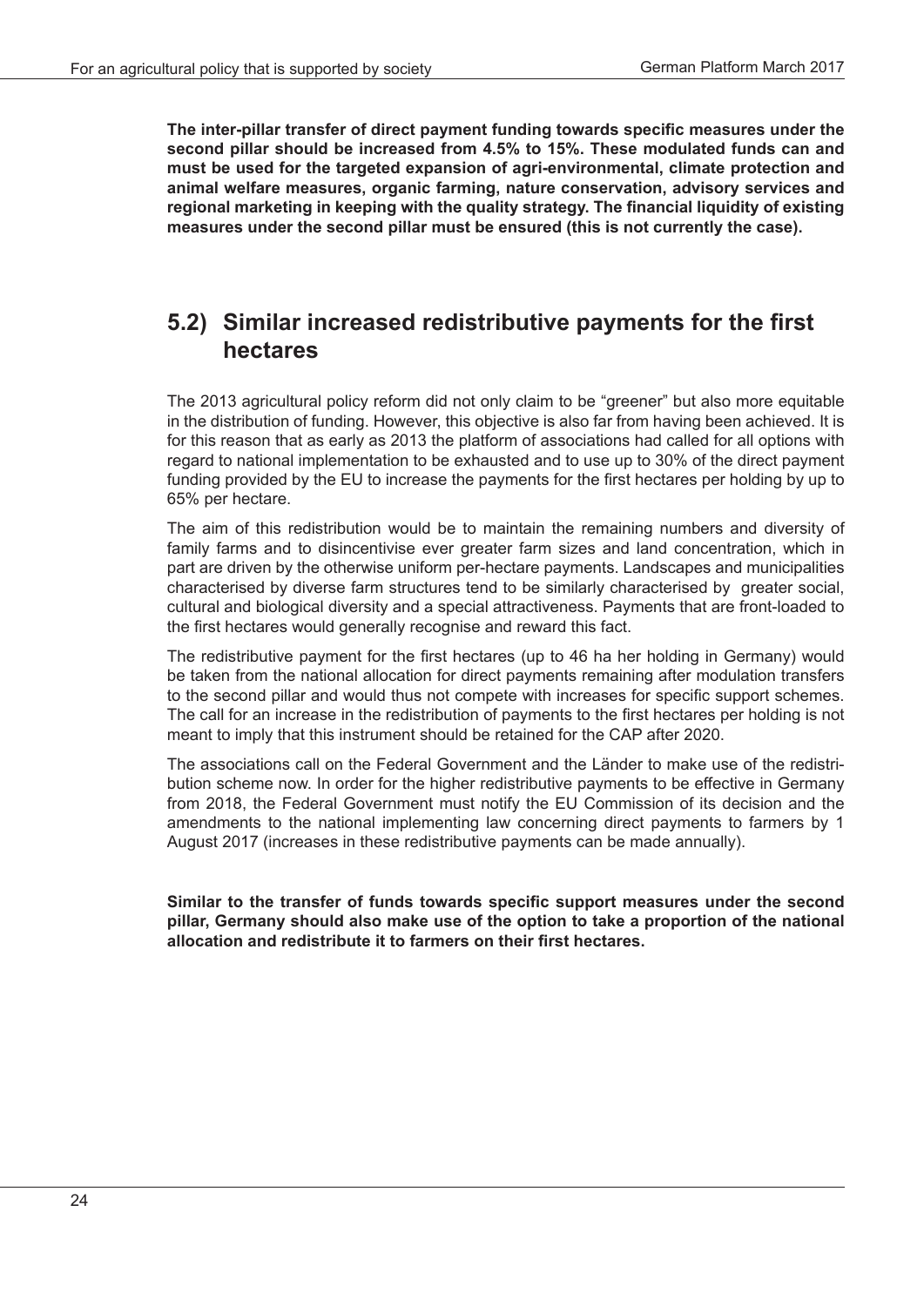**The inter-pillar transfer of direct payment funding towards specific measures under the second pillar should be increased from 4.5% to 15%. These modulated funds can and must be used for the targeted expansion of agri-environmental, climate protection and animal welfare measures, organic farming, nature conservation, advisory services and regional marketing in keeping with the quality strategy. The financial liquidity of existing measures under the second pillar must be ensured (this is not currently the case).**

## 5.2) Similar increased redistributive payments for the first hectares

The 2013 agricultural policy reform did not only claim to be "greener" but also more equitable in the distribution of funding. However, this objective is also far from having been achieved. It is for this reason that as early as 2013 the platform of associations had called for all options with regard to national implementation to be exhausted and to use up to 30% of the direct payment funding provided by the EU to increase the payments for the first hectares per holding by up to 65% per hectare.

The aim of this redistribution would be to maintain the remaining numbers and diversity of family farms and to disincentivise ever greater farm sizes and land concentration, which in part are driven by the otherwise uniform per-hectare payments. Landscapes and municipalities characterised by diverse farm structures tend to be similarly characterised by greater social, cultural and biological diversity and a special attractiveness. Payments that are front-loaded to the first hectares would generally recognise and reward this fact.

The redistributive payment for the first hectares (up to 46 ha her holding in Germany) would be taken from the national allocation for direct payments remaining after modulation transfers to the second pillar and would thus not compete with increases for specific support schemes. The call for an increase in the redistribution of payments to the first hectares per holding is not meant to imply that this instrument should be retained for the CAP after 2020.

The associations call on the Federal Government and the Länder to make use of the redistribution scheme now. In order for the higher redistributive payments to be effective in Germany from 2018, the Federal Government must notify the EU Commission of its decision and the amendments to the national implementing law concerning direct payments to farmers by 1 August 2017 (increases in these redistributive payments can be made annually).

**Similar to the transfer of funds towards specific support measures under the second pillar, Germany should also make use of the option to take a proportion of the national allocation and redistribute it to farmers on their first hectares.**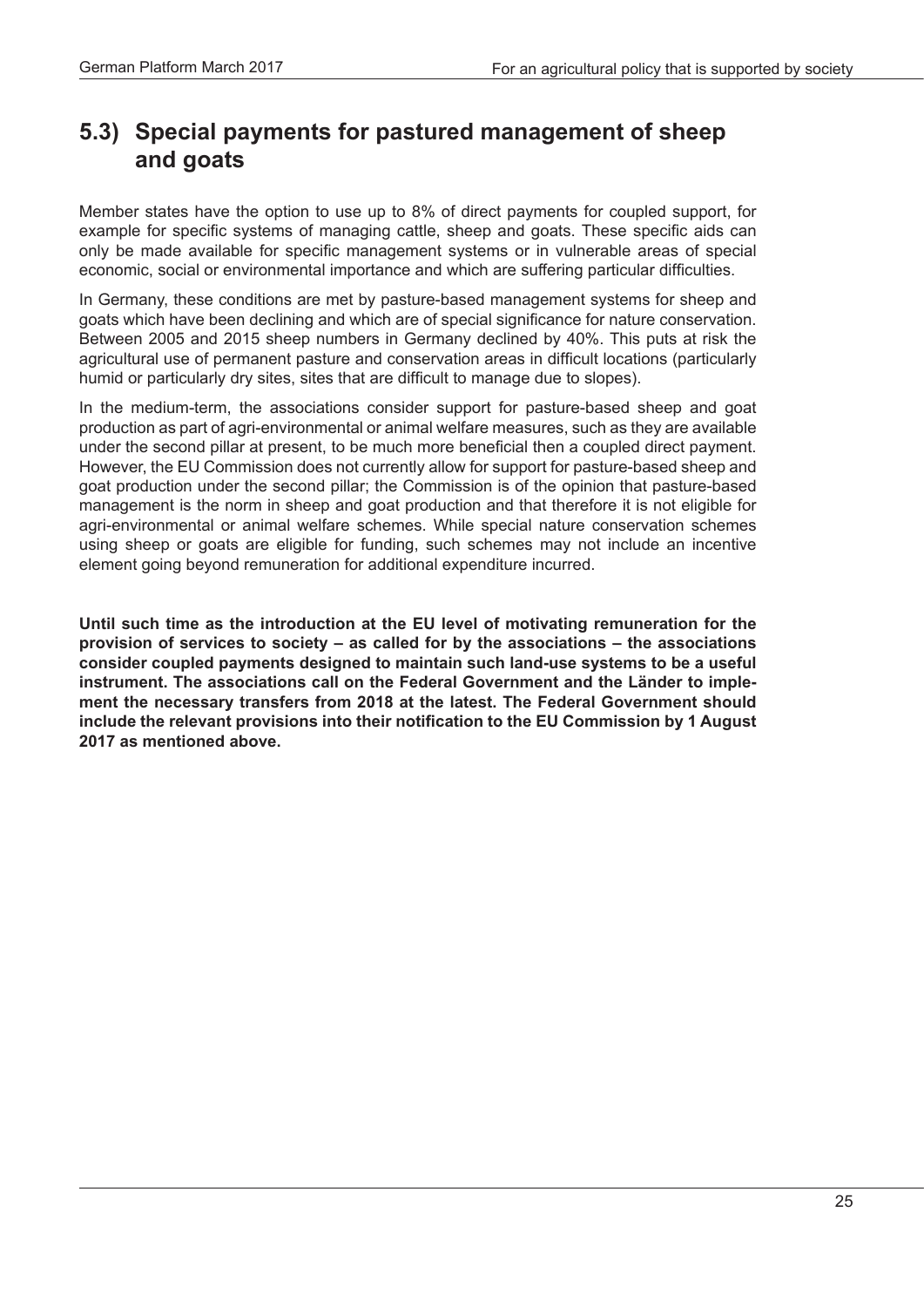## 5.3) Special payments for pastured management of sheep and goats

Member states have the option to use up to 8% of direct payments for coupled support, for example for specific systems of managing cattle, sheep and goats. These specific aids can only be made available for specific management systems or in vulnerable areas of special economic, social or environmental importance and which are suffering particular difficulties.

In Germany, these conditions are met by pasture-based management systems for sheep and goats which have been declining and which are of special significance for nature conservation. Between 2005 and 2015 sheep numbers in Germany declined by 40%. This puts at risk the agricultural use of permanent pasture and conservation areas in difficult locations (particularly humid or particularly dry sites, sites that are difficult to manage due to slopes).

In the medium-term, the associations consider support for pasture-based sheep and goat production as part of agri-environmental or animal welfare measures, such as they are available under the second pillar at present, to be much more beneficial then a coupled direct payment. However, the EU Commission does not currently allow for support for pasture-based sheep and goat production under the second pillar; the Commission is of the opinion that pasture-based management is the norm in sheep and goat production and that therefore it is not eligible for agri-environmental or animal welfare schemes. While special nature conservation schemes using sheep or goats are eligible for funding, such schemes may not include an incentive element going beyond remuneration for additional expenditure incurred.

**Until such time as the introduction at the EU level of motivating remuneration for the provision of services to society – as called for by the associations – the associations consider coupled payments designed to maintain such land-use systems to be a useful instrument. The associations call on the Federal Government and the Länder to implement the necessary transfers from 2018 at the latest. The Federal Government should include the relevant provisions into their notification to the EU Commission by 1 August 2017 as mentioned above.**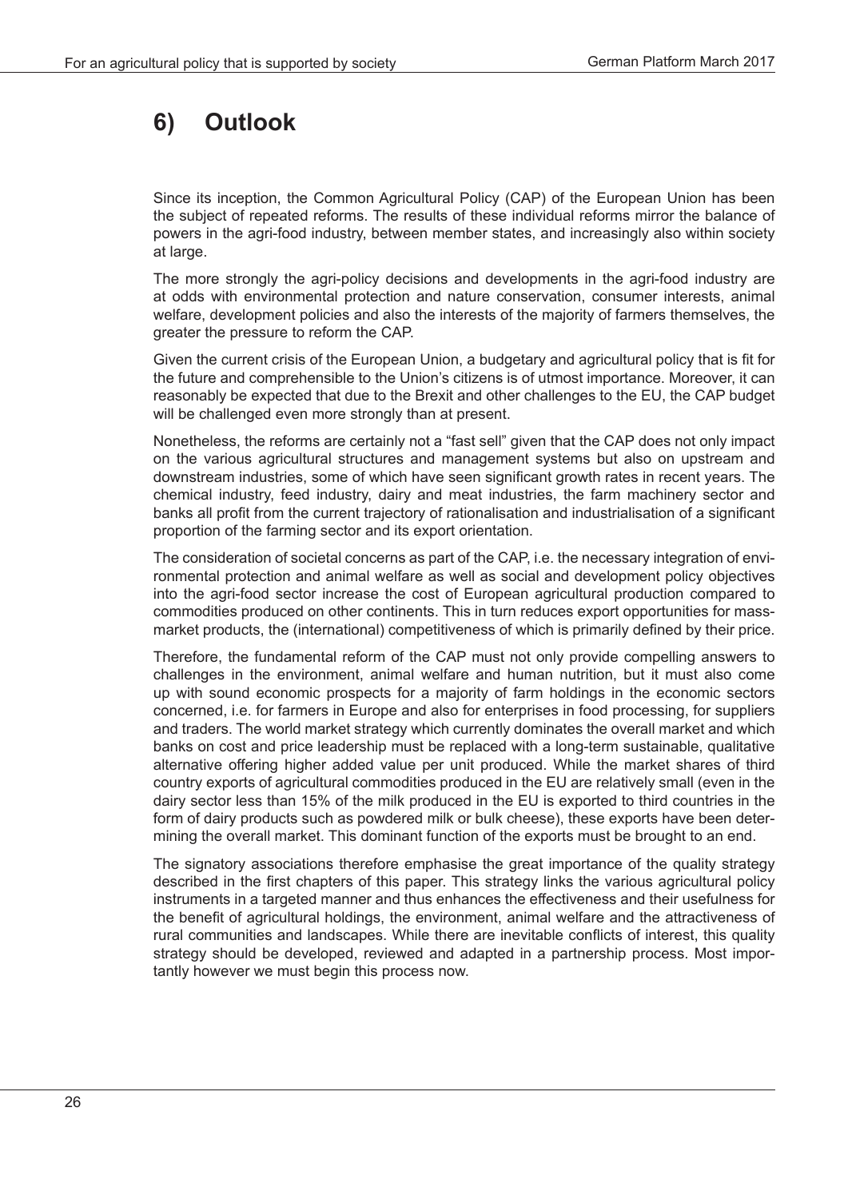# 6) Outlook

Since its inception, the Common Agricultural Policy (CAP) of the European Union has been the subject of repeated reforms. The results of these individual reforms mirror the balance of powers in the agri-food industry, between member states, and increasingly also within society at large.

The more strongly the agri-policy decisions and developments in the agri-food industry are at odds with environmental protection and nature conservation, consumer interests, animal welfare, development policies and also the interests of the majority of farmers themselves, the greater the pressure to reform the CAP.

Given the current crisis of the European Union, a budgetary and agricultural policy that is fit for the future and comprehensible to the Union's citizens is of utmost importance. Moreover, it can reasonably be expected that due to the Brexit and other challenges to the EU, the CAP budget will be challenged even more strongly than at present.

Nonetheless, the reforms are certainly not a "fast sell" given that the CAP does not only impact on the various agricultural structures and management systems but also on upstream and downstream industries, some of which have seen significant growth rates in recent years. The chemical industry, feed industry, dairy and meat industries, the farm machinery sector and banks all profit from the current trajectory of rationalisation and industrialisation of a significant proportion of the farming sector and its export orientation.

The consideration of societal concerns as part of the CAP, i.e. the necessary integration of environmental protection and animal welfare as well as social and development policy objectives into the agri-food sector increase the cost of European agricultural production compared to commodities produced on other continents. This in turn reduces export opportunities for mass-market products, the (international) competitiveness of which is primarily defined by their price.

Therefore, the fundamental reform of the CAP must not only provide compelling answers to challenges in the environment, animal welfare and human nutrition, but it must also come up with sound economic prospects for a majority of farm holdings in the economic sectors concerned, i.e. for farmers in Europe and also for enterprises in food processing, for suppliers and traders. The world market strategy which currently dominates the overall market and which banks on cost and price leadership must be replaced with a long-term sustainable, qualitative alternative offering higher added value per unit produced. While the market shares of third country exports of agricultural commodities produced in the EU are relatively small (even in the dairy sector less than 15% of the milk produced in the EU is exported to third countries in the form of dairy products such as powdered milk or bulk cheese), these exports have been determining the overall market. This dominant function of the exports must be brought to an end.

The signatory associations therefore emphasise the great importance of the quality strategy described in the first chapters of this paper. This strategy links the various agricultural policy instruments in a targeted manner and thus enhances the effectiveness and their usefulness for the benefit of agricultural holdings, the environment, animal welfare and the attractiveness of rural communities and landscapes. While there are inevitable conflicts of interest, this quality strategy should be developed, reviewed and adapted in a partnership process. Most importantly however we must begin this process now.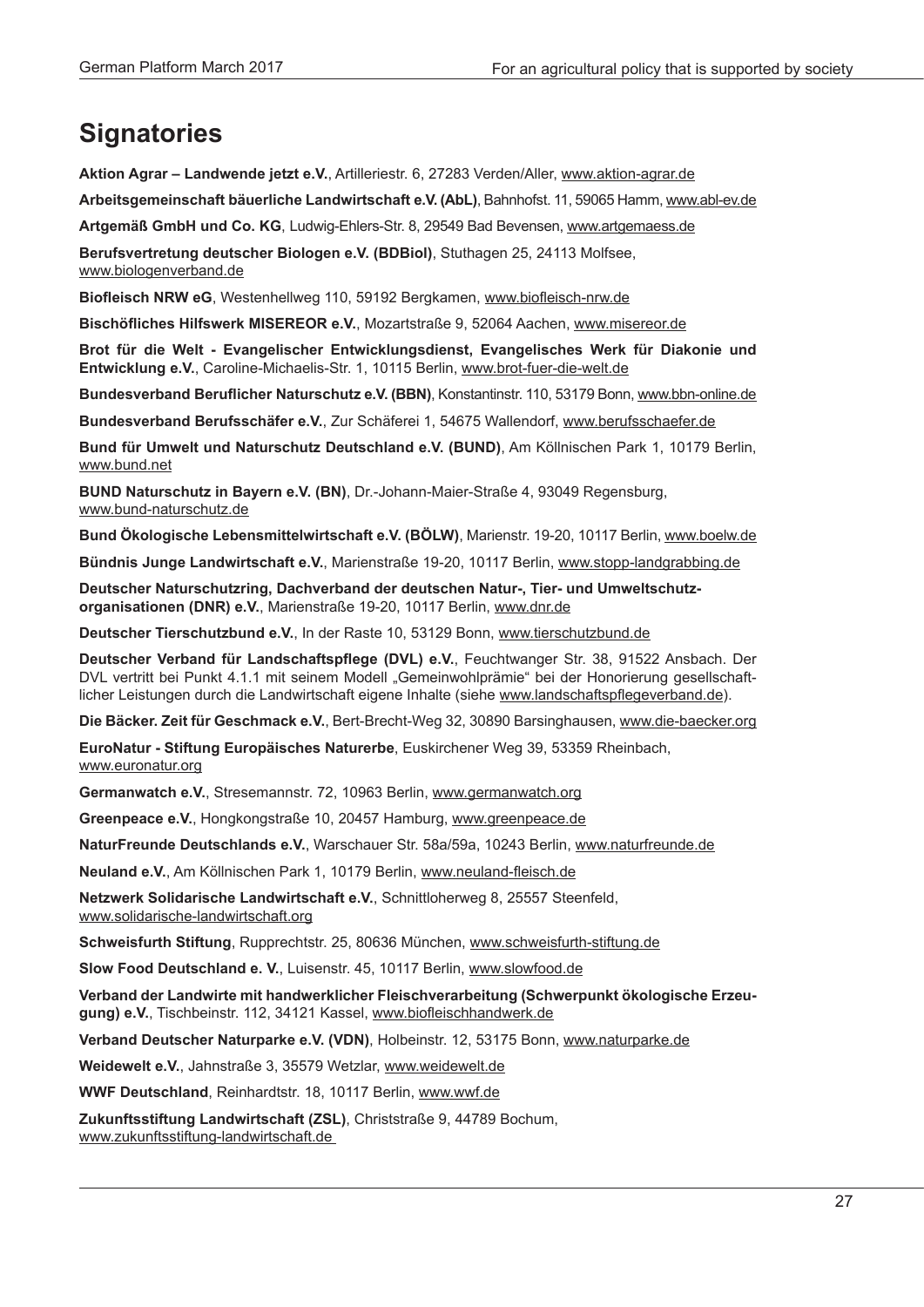# Signatories

**Aktion Agrar – Landwende jetzt e.V.**, Artilleriestr. 6, 27283 Verden/Aller, www.aktion-agrar.de

**Arbeitsgemeinschaft bäuerliche Landwirtschaft e.V. (AbL)**, Bahnhofst. 11, 59065 Hamm, www.abl-ev.de

**Artgemäß GmbH und Co. KG**, Ludwig-Ehlers-Str. 8, 29549 Bad Bevensen, www.artgemaess.de

**Berufsvertretung deutscher Biologen e.V. (BDBiol)**, Stuthagen 25, 24113 Molfsee, www.biologenverband.de

**Biofleisch NRW eG**, Westenhellweg 110, 59192 Bergkamen, www.biofleisch-nrw.de

**Bischöfliches Hilfswerk MISEREOR e.V.**, Mozartstraße 9, 52064 Aachen, www.misereor.de

**Brot für die Welt - Evangelischer Entwicklungsdienst, Evangelisches Werk für Diakonie und Entwicklung e.V.**, Caroline-Michaelis-Str. 1, 10115 Berlin, www.brot-fuer-die-welt.de

**Bundesverband Beruflicher Naturschutz e.V. (BBN)**, Konstantinstr. 110, 53179 Bonn, www.bbn-online.de

**Bundesverband Berufsschäfer e.V.**, Zur Schäferei 1, 54675 Wallendorf, www.berufsschaefer.de

**Bund für Umwelt und Naturschutz Deutschland e.V. (BUND)**, Am Köllnischen Park 1, 10179 Berlin, www.bund.net

**BUND Naturschutz in Bayern e.V. (BN)**, Dr.-Johann-Maier-Straße 4, 93049 Regensburg, www.bund-naturschutz.de

**Bund Ökologische Lebensmittelwirtschaft e.V. (BÖLW)**, Marienstr. 19-20, 10117 Berlin, www.boelw.de

**Bündnis Junge Landwirtschaft e.V.**, Marienstraße 19-20, 10117 Berlin, www.stopp-landgrabbing.de

**Deutscher Naturschutzring, Dachverband der deutschen Natur-, Tier- und Umweltschutz-organisationen (DNR) e.V.**, Marienstraße 19-20, 10117 Berlin, www.dnr.de

**Deutscher Tierschutzbund e.V.**, In der Raste 10, 53129 Bonn, www.tierschutzbund.de

**Deutscher Verband für Landschaftspflege (DVL) e.V.**, Feuchtwanger Str. 38, 91522 Ansbach. Der DVL vertritt bei Punkt 4.1.1 mit seinem Modell „Gemeinwohlprämie" bei der Honorierung gesellschaftlicher Leistungen durch die Landwirtschaft eigene Inhalte (siehe www.landschaftspflegeverband.de).

**Die Bäcker. Zeit für Geschmack e.V.**, Bert-Brecht-Weg 32, 30890 Barsinghausen, www.die-baecker.org

**EuroNatur - Stiftung Europäisches Naturerbe**, Euskirchener Weg 39, 53359 Rheinbach, www.euronatur.org

**Germanwatch e.V.**, Stresemannstr. 72, 10963 Berlin, www.germanwatch.org

**Greenpeace e.V.**, Hongkongstraße 10, 20457 Hamburg, www.greenpeace.de

**NaturFreunde Deutschlands e.V.**, Warschauer Str. 58a/59a, 10243 Berlin, www.naturfreunde.de

**Neuland e.V.**, Am Köllnischen Park 1, 10179 Berlin, www.neuland-fleisch.de

**Netzwerk Solidarische Landwirtschaft e.V.**, Schnittloherweg 8, 25557 Steenfeld, www.solidarische-landwirtschaft.org

**Schweisfurth Stiftung**, Rupprechtstr. 25, 80636 München, www.schweisfurth-stiftung.de

**Slow Food Deutschland e. V.**, Luisenstr. 45, 10117 Berlin, www.slowfood.de

**Verband der Landwirte mit handwerklicher Fleischverarbeitung (Schwerpunkt ökologische Erzeugung) e.V.**, Tischbeinstr. 112, 34121 Kassel, www.biofleischhandwerk.de

**Verband Deutscher Naturparke e.V. (VDN)**, Holbeinstr. 12, 53175 Bonn, www.naturparke.de

**Weidewelt e.V.**, Jahnstraße 3, 35579 Wetzlar, www.weidewelt.de

**WWF Deutschland**, Reinhardtstr. 18, 10117 Berlin, www.wwf.de

**Zukunftsstiftung Landwirtschaft (ZSL)**, Christstraße 9, 44789 Bochum, www.zukunftsstiftung-landwirtschaft.de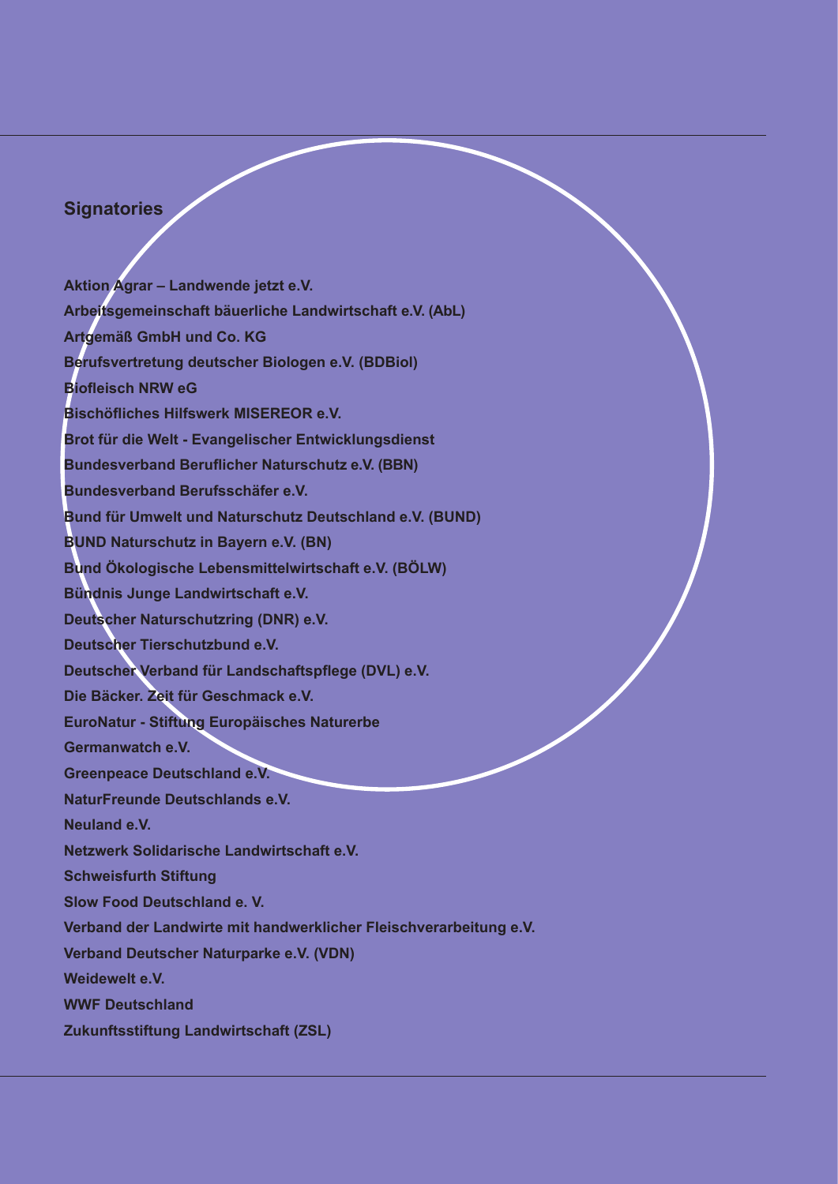## Signatories

Aktion Agrar – Landwende jetzt e.V.

Arbeitsgemeinschaft bäuerliche Landwirtschaft e.V. (AbL)

Artgemäß GmbH und Co. KG

Berufsvertretung deutscher Biologen e.V. (BDBiol)

Biofleisch NRW eG

Bischöfliches Hilfswerk MISEREOR e.V.

Brot für die Welt - Evangelischer Entwicklungsdienst

Bundesverband Beruflicher Naturschutz e.V. (BBN)

Bundesverband Berufsschäfer e.V.

Bund für Umwelt und Naturschutz Deutschland e.V. (BUND)

BUND Naturschutz in Bayern e.V. (BN)

Bund Ökologische Lebensmittelwirtschaft e.V. (BÖLW)

Bündnis Junge Landwirtschaft e.V.

Deutscher Naturschutzring (DNR) e.V.

Deutscher Tierschutzbund e.V.

Deutscher Verband für Landschaftspflege (DVL) e.V.

Die Bäcker. Zeit für Geschmack e.V.

EuroNatur - Stiftung Europäisches Naturerbe

Germanwatch e.V.

Greenpeace Deutschland e.V.

NaturFreunde Deutschlands e.V.

Neuland e.V.

Netzwerk Solidarische Landwirtschaft e.V.

Schweisfurth Stiftung

Slow Food Deutschland e. V.

Verband der Landwirte mit handwerklicher Fleischverarbeitung e.V.

Verband Deutscher Naturparke e.V. (VDN)

Weidewelt e.V.

WWF Deutschland

Zukunftsstiftung Landwirtschaft (ZSL)